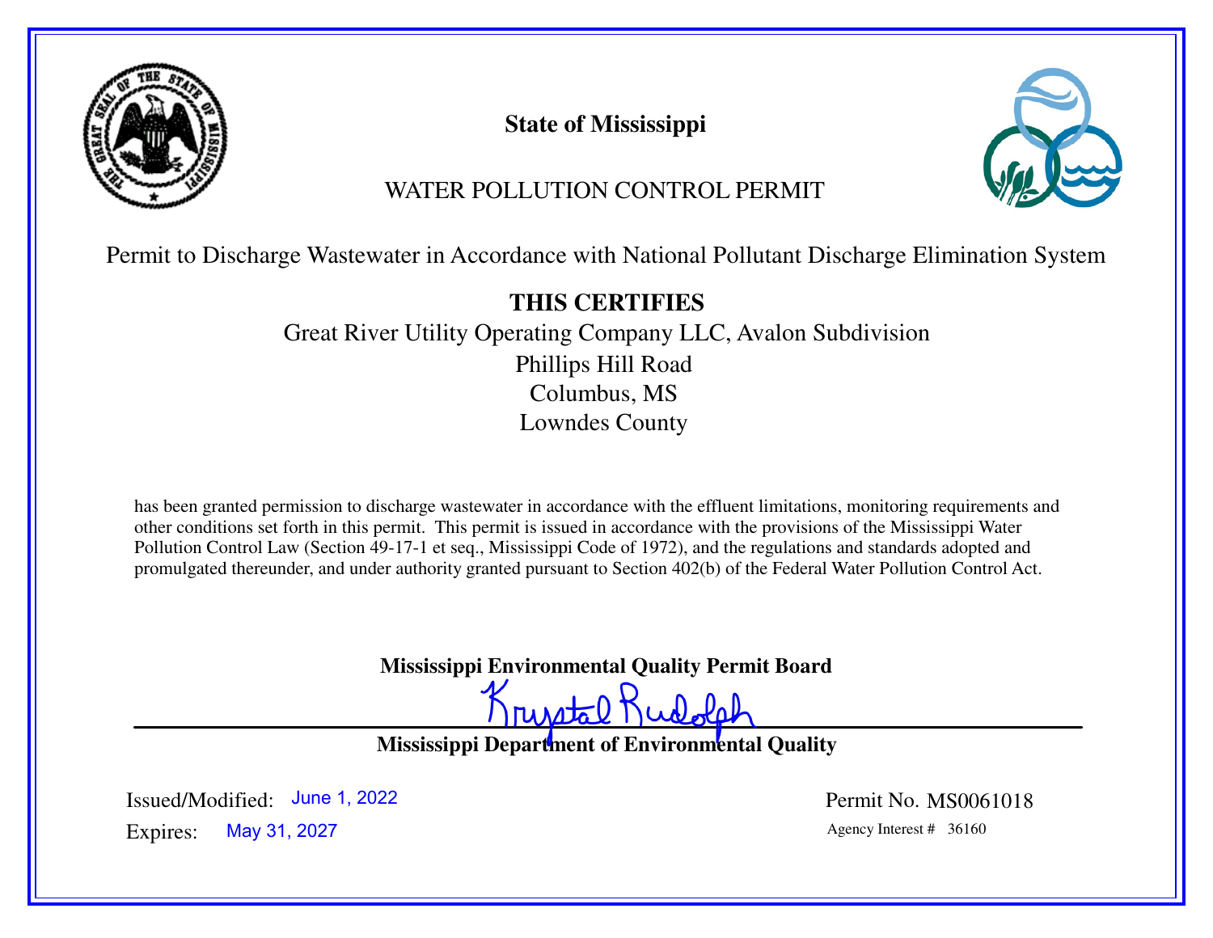# State of Mississippi

## WATER POLLUTION CONTROL PERMIT

Permit to Discharge Wastewater in Accordance with National Pollutant Discharge Elimination System

**THIS CERTIFIES**

Great River Utility Operating Company LLC, Avalon Subdivision
Phillips Hill Road
Columbus, MS
Lowndes County

has been granted permission to discharge wastewater in accordance with the effluent limitations, monitoring requirements and other conditions set forth in this permit. This permit is issued in accordance with the provisions of the Mississippi Water Pollution Control Law (Section 49-17-1 et seq., Mississippi Code of 1972), and the regulations and standards adopted and promulgated thereunder, and under authority granted pursuant to Section 402(b) of the Federal Water Pollution Control Act.

**Mississippi Environmental Quality Permit Board**

Krystal Rudolph

**Mississippi Department of Environmental Quality**

Issued/Modified: June 1, 2022

Expires: May 31, 2027

Permit No. MS0061018

Agency Interest # 36160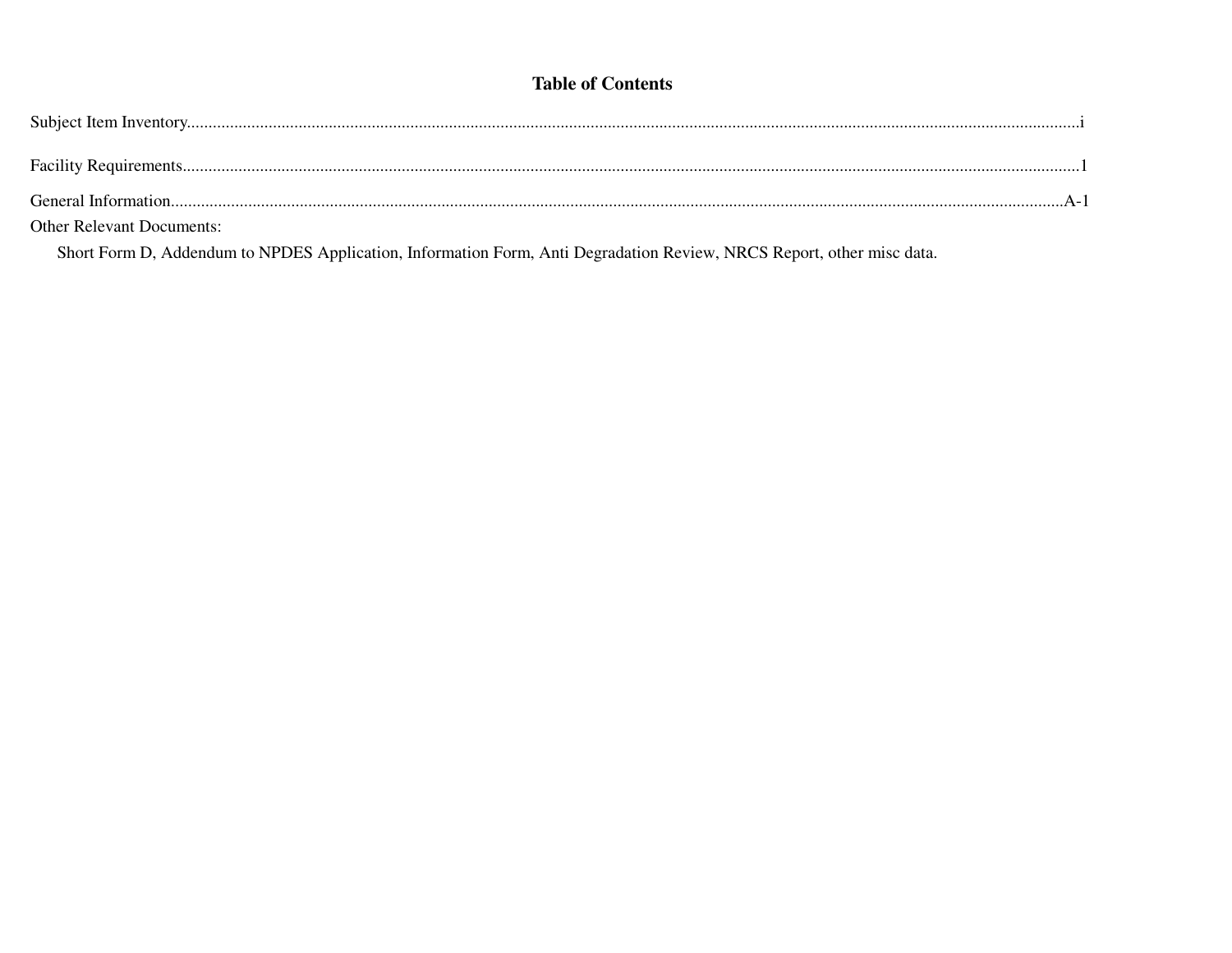# Table of Contents

Subject Item Inventory........................................................................................................i

Facility Requirements........................................................................................................1

General Information........................................................................................................A-1

Other Relevant Documents:

Short Form D, Addendum to NPDES Application, Information Form, Anti Degradation Review, NRCS Report, other misc data.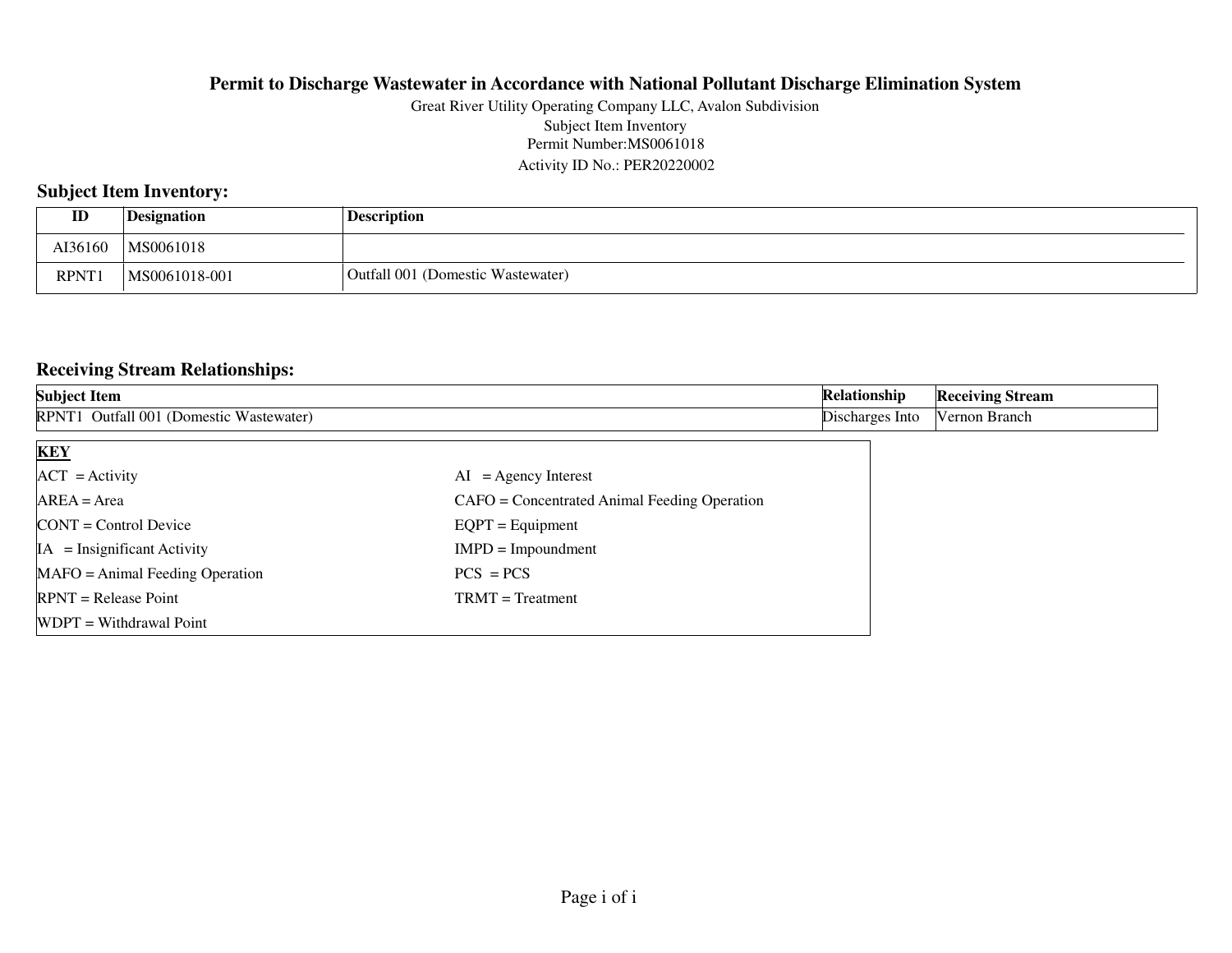**Permit to Discharge Wastewater in Accordance with National Pollutant Discharge Elimination System**

Great River Utility Operating Company LLC, Avalon Subdivision
Subject Item Inventory
Permit Number:MS0061018
Activity ID No.: PER20220002

## Subject Item Inventory:

| ID | Designation | Description |
|---|---|---|
| AI36160 | MS0061018 | |
| RPNT1 | MS0061018-001 | Outfall 001 (Domestic Wastewater) |

## Receiving Stream Relationships:

| Subject Item | Relationship | Receiving Stream |
|---|---|---|
| RPNT1 Outfall 001 (Domestic Wastewater) | Discharges Into | Vernon Branch |

**KEY**

| | |
|---|---|
| ACT = Activity | AI = Agency Interest |
| AREA = Area | CAFO = Concentrated Animal Feeding Operation |
| CONT = Control Device | EQPT = Equipment |
| IA = Insignificant Activity | IMPD = Impoundment |
| MAFO = Animal Feeding Operation | PCS = PCS |
| RPNT = Release Point | TRMT = Treatment |
| WDPT = Withdrawal Point | |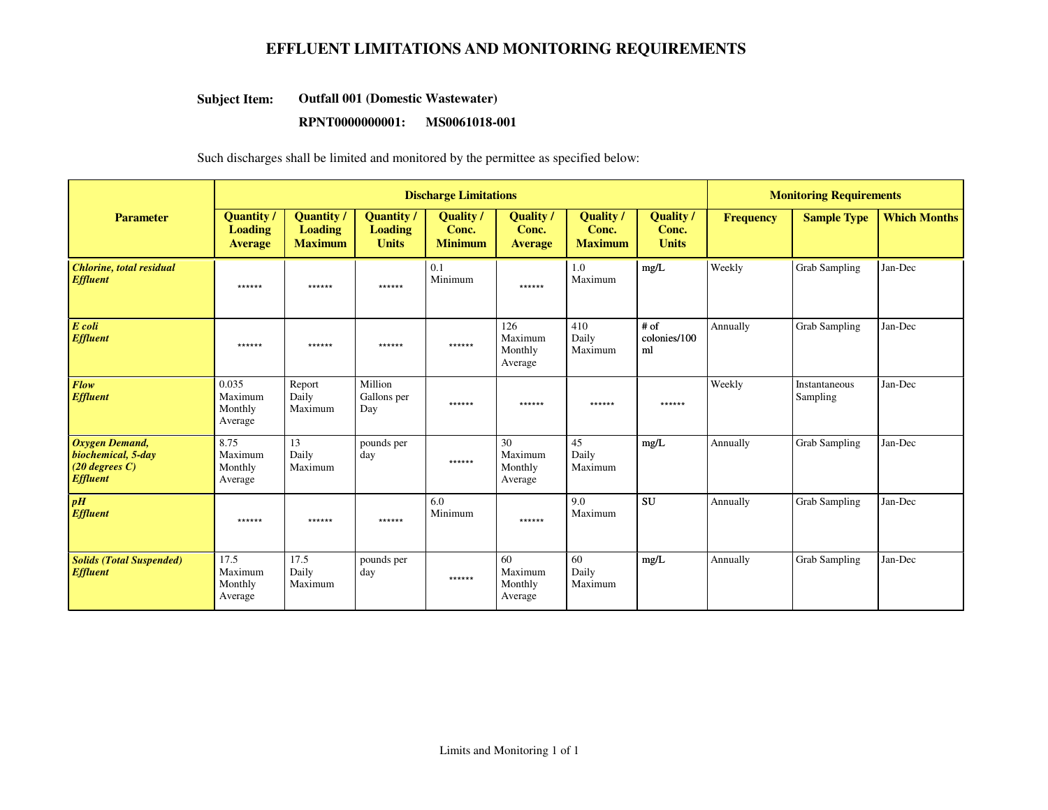# EFFLUENT LIMITATIONS AND MONITORING REQUIREMENTS

**Subject Item:** **Outfall 001 (Domestic Wastewater)**

**RPNT0000000001: MS0061018-001**

Such discharges shall be limited and monitored by the permittee as specified below:

| Parameter | Discharge Limitations | | | | | | | Monitoring Requirements | | |
|---|---|---|---|---|---|---|---|---|---|---|
| | **Quantity / Loading Average** | **Quantity / Loading Maximum** | **Quantity / Loading Units** | **Quality / Conc. Minimum** | **Quality / Conc. Average** | **Quality / Conc. Maximum** | **Quality / Conc. Units** | **Frequency** | **Sample Type** | **Which Months** |
| ***Chlorine, total residual Effluent*** | ****** | ****** | ****** | 0.1 Minimum | ****** | 1.0 Maximum | mg/L | Weekly | Grab Sampling | Jan-Dec |
| ***E coli Effluent*** | ****** | ****** | ****** | ****** | 126 Maximum Monthly Average | 410 Daily Maximum | # of colonies/100 ml | Annually | Grab Sampling | Jan-Dec |
| ***Flow Effluent*** | 0.035 Maximum Monthly Average | Report Daily Maximum | Million Gallons per Day | ****** | ****** | ****** | ****** | Weekly | Instantaneous Sampling | Jan-Dec |
| ***Oxygen Demand, biochemical, 5-day (20 degrees C) Effluent*** | 8.75 Maximum Monthly Average | 13 Daily Maximum | pounds per day | ****** | 30 Maximum Monthly Average | 45 Daily Maximum | mg/L | Annually | Grab Sampling | Jan-Dec |
| ***pH Effluent*** | ****** | ****** | ****** | 6.0 Minimum | ****** | 9.0 Maximum | SU | Annually | Grab Sampling | Jan-Dec |
| ***Solids (Total Suspended) Effluent*** | 17.5 Maximum Monthly Average | 17.5 Daily Maximum | pounds per day | ****** | 60 Maximum Monthly Average | 60 Daily Maximum | mg/L | Annually | Grab Sampling | Jan-Dec |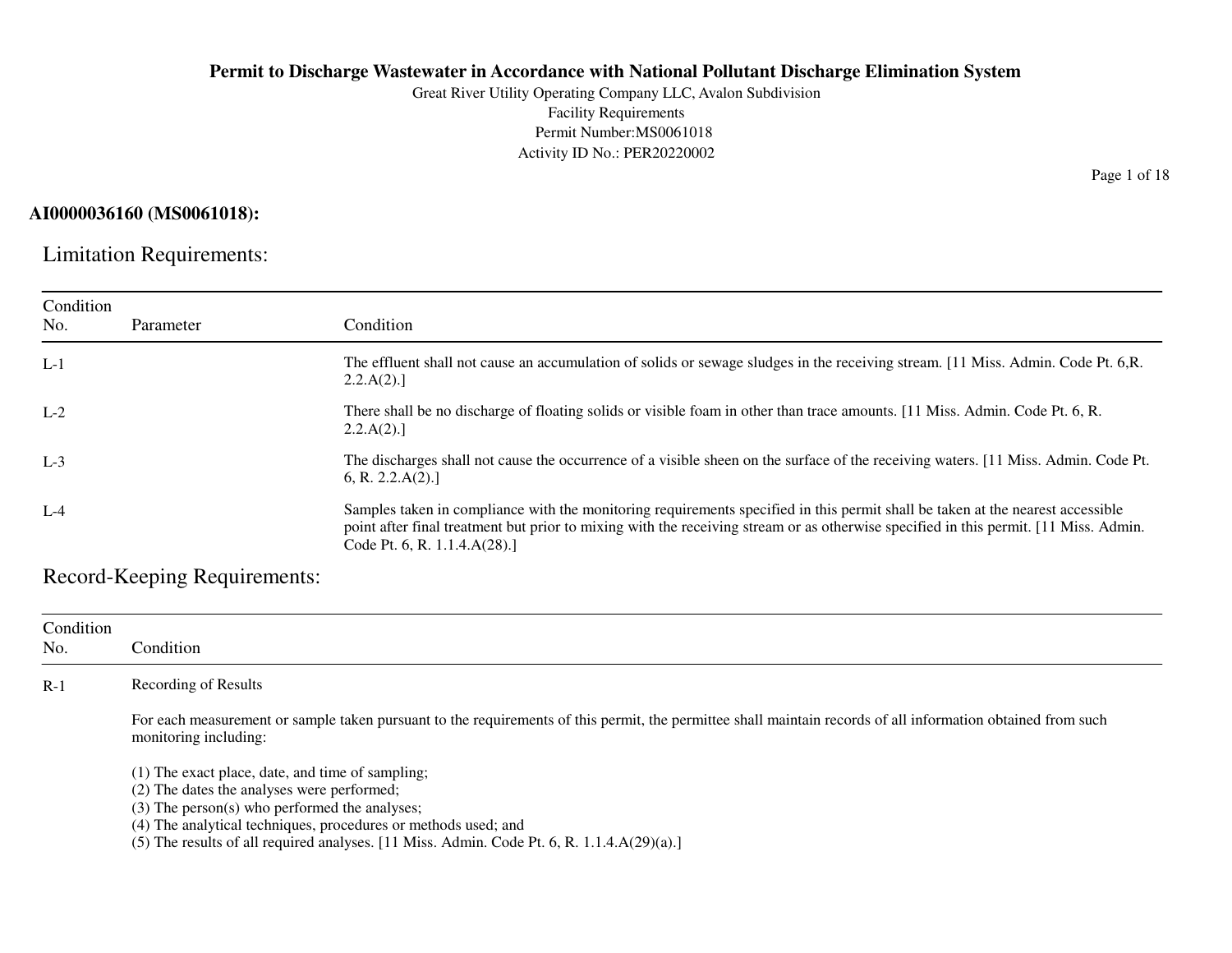# Permit to Discharge Wastewater in Accordance with National Pollutant Discharge Elimination System

Great River Utility Operating Company LLC, Avalon Subdivision
Facility Requirements
Permit Number:MS0061018
Activity ID No.: PER20220002

**AI0000036160 (MS0061018):**

## Limitation Requirements:

| Condition No. | Parameter | Condition |
|---|---|---|
| L-1 | | The effluent shall not cause an accumulation of solids or sewage sludges in the receiving stream. [11 Miss. Admin. Code Pt. 6,R. 2.2.A(2).] |
| L-2 | | There shall be no discharge of floating solids or visible foam in other than trace amounts. [11 Miss. Admin. Code Pt. 6, R. 2.2.A(2).] |
| L-3 | | The discharges shall not cause the occurrence of a visible sheen on the surface of the receiving waters. [11 Miss. Admin. Code Pt. 6, R. 2.2.A(2).] |
| L-4 | | Samples taken in compliance with the monitoring requirements specified in this permit shall be taken at the nearest accessible point after final treatment but prior to mixing with the receiving stream or as otherwise specified in this permit. [11 Miss. Admin. Code Pt. 6, R. 1.1.4.A(28).] |

## Record-Keeping Requirements:

| Condition No. | Condition |
|---|---|
| R-1 | Recording of Results<br><br>For each measurement or sample taken pursuant to the requirements of this permit, the permittee shall maintain records of all information obtained from such monitoring including:<br><br>(1) The exact place, date, and time of sampling;<br>(2) The dates the analyses were performed;<br>(3) The person(s) who performed the analyses;<br>(4) The analytical techniques, procedures or methods used; and<br>(5) The results of all required analyses. [11 Miss. Admin. Code Pt. 6, R. 1.1.4.A(29)(a).] |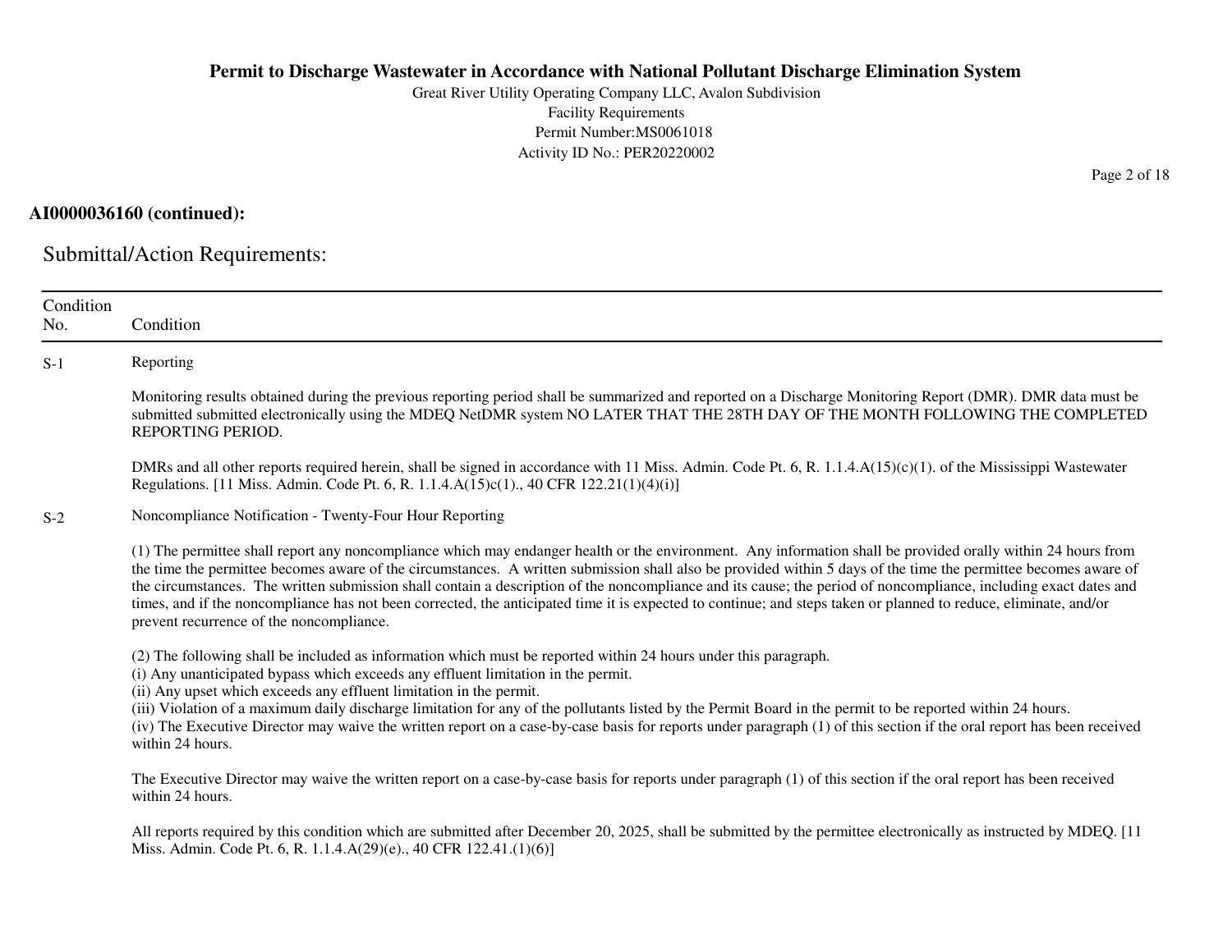**AI0000036160 (continued):**

## Submittal/Action Requirements:

| Condition No. | Condition |
|---|---|
| S-1 | Reporting |

Monitoring results obtained during the previous reporting period shall be summarized and reported on a Discharge Monitoring Report (DMR). DMR data must be submitted submitted electronically using the MDEQ NetDMR system NO LATER THAT THE 28TH DAY OF THE MONTH FOLLOWING THE COMPLETED REPORTING PERIOD.

DMRs and all other reports required herein, shall be signed in accordance with 11 Miss. Admin. Code Pt. 6, R. 1.1.4.A(15)(c)(1). of the Mississippi Wastewater Regulations. [11 Miss. Admin. Code Pt. 6, R. 1.1.4.A(15)c(1)., 40 CFR 122.21(1)(4)(i)]

**S-2** Noncompliance Notification - Twenty-Four Hour Reporting

(1) The permittee shall report any noncompliance which may endanger health or the environment. Any information shall be provided orally within 24 hours from the time the permittee becomes aware of the circumstances. A written submission shall also be provided within 5 days of the time the permittee becomes aware of the circumstances. The written submission shall contain a description of the noncompliance and its cause; the period of noncompliance, including exact dates and times, and if the noncompliance has not been corrected, the anticipated time it is expected to continue; and steps taken or planned to reduce, eliminate, and/or prevent recurrence of the noncompliance.

(2) The following shall be included as information which must be reported within 24 hours under this paragraph.
(i) Any unanticipated bypass which exceeds any effluent limitation in the permit.
(ii) Any upset which exceeds any effluent limitation in the permit.
(iii) Violation of a maximum daily discharge limitation for any of the pollutants listed by the Permit Board in the permit to be reported within 24 hours.
(iv) The Executive Director may waive the written report on a case-by-case basis for reports under paragraph (1) of this section if the oral report has been received within 24 hours.

The Executive Director may waive the written report on a case-by-case basis for reports under paragraph (1) of this section if the oral report has been received within 24 hours.

All reports required by this condition which are submitted after December 20, 2025, shall be submitted by the permittee electronically as instructed by MDEQ. [11 Miss. Admin. Code Pt. 6, R. 1.1.4.A(29)(e)., 40 CFR 122.41.(1)(6)]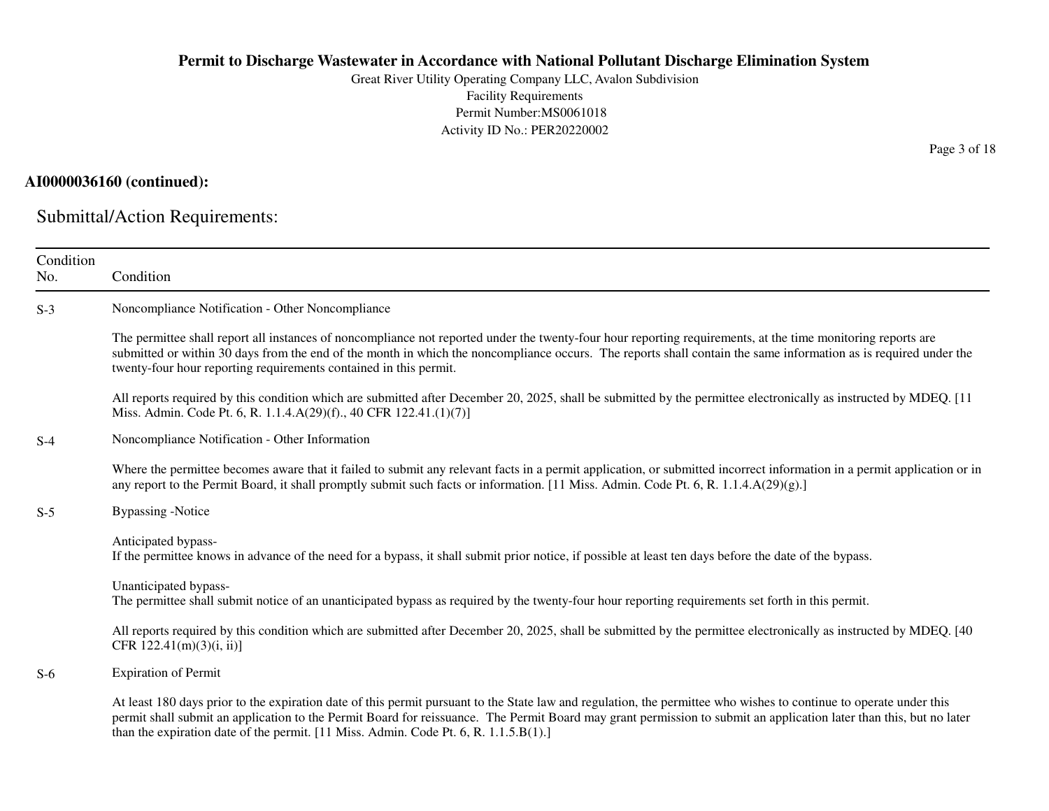**AI0000036160 (continued):**

## Submittal/Action Requirements:

| Condition No. | Condition |
|---|---|
| S-3 | Noncompliance Notification - Other Noncompliance<br><br>The permittee shall report all instances of noncompliance not reported under the twenty-four hour reporting requirements, at the time monitoring reports are submitted or within 30 days from the end of the month in which the noncompliance occurs. The reports shall contain the same information as is required under the twenty-four hour reporting requirements contained in this permit.<br><br>All reports required by this condition which are submitted after December 20, 2025, shall be submitted by the permittee electronically as instructed by MDEQ. [11 Miss. Admin. Code Pt. 6, R. 1.1.4.A(29)(f)., 40 CFR 122.41.(1)(7)] |
| S-4 | Noncompliance Notification - Other Information<br><br>Where the permittee becomes aware that it failed to submit any relevant facts in a permit application, or submitted incorrect information in a permit application or in any report to the Permit Board, it shall promptly submit such facts or information. [11 Miss. Admin. Code Pt. 6, R. 1.1.4.A(29)(g).] |
| S-5 | Bypassing -Notice<br><br>Anticipated bypass-<br>If the permittee knows in advance of the need for a bypass, it shall submit prior notice, if possible at least ten days before the date of the bypass.<br><br>Unanticipated bypass-<br>The permittee shall submit notice of an unanticipated bypass as required by the twenty-four hour reporting requirements set forth in this permit.<br><br>All reports required by this condition which are submitted after December 20, 2025, shall be submitted by the permittee electronically as instructed by MDEQ. [40 CFR 122.41(m)(3)(i, ii)] |
| S-6 | Expiration of Permit<br><br>At least 180 days prior to the expiration date of this permit pursuant to the State law and regulation, the permittee who wishes to continue to operate under this permit shall submit an application to the Permit Board for reissuance. The Permit Board may grant permission to submit an application later than this, but no later than the expiration date of the permit. [11 Miss. Admin. Code Pt. 6, R. 1.1.5.B(1).] |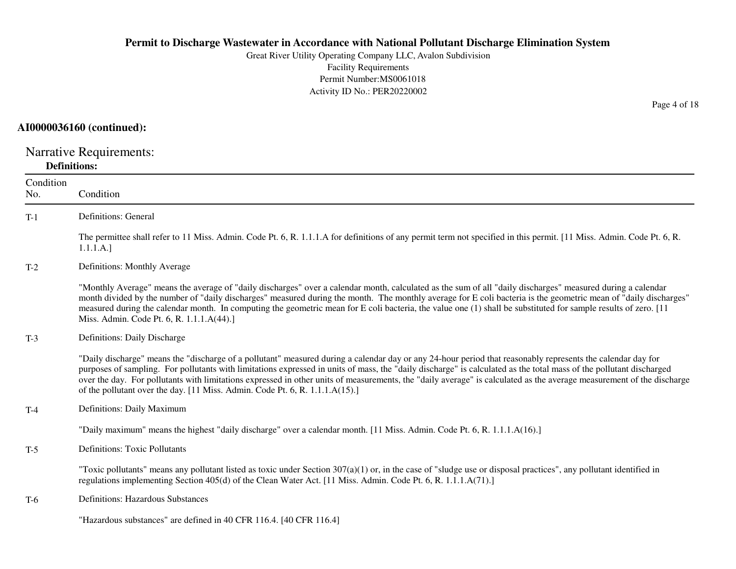**AI0000036160 (continued):**

## Narrative Requirements:

### Definitions:

| Condition No. | Condition |
|---|---|
| T-1 | Definitions: General<br><br>The permittee shall refer to 11 Miss. Admin. Code Pt. 6, R. 1.1.1.A for definitions of any permit term not specified in this permit. [11 Miss. Admin. Code Pt. 6, R. 1.1.1.A.] |
| T-2 | Definitions: Monthly Average<br><br>"Monthly Average" means the average of "daily discharges" over a calendar month, calculated as the sum of all "daily discharges" measured during a calendar month divided by the number of "daily discharges" measured during the month. The monthly average for E coli bacteria is the geometric mean of "daily discharges" measured during the calendar month. In computing the geometric mean for E coli bacteria, the value one (1) shall be substituted for sample results of zero. [11 Miss. Admin. Code Pt. 6, R. 1.1.1.A(44).] |
| T-3 | Definitions: Daily Discharge<br><br>"Daily discharge" means the "discharge of a pollutant" measured during a calendar day or any 24-hour period that reasonably represents the calendar day for purposes of sampling. For pollutants with limitations expressed in units of mass, the "daily discharge" is calculated as the total mass of the pollutant discharged over the day. For pollutants with limitations expressed in other units of measurements, the "daily average" is calculated as the average measurement of the discharge of the pollutant over the day. [11 Miss. Admin. Code Pt. 6, R. 1.1.1.A(15).] |
| T-4 | Definitions: Daily Maximum<br><br>"Daily maximum" means the highest "daily discharge" over a calendar month. [11 Miss. Admin. Code Pt. 6, R. 1.1.1.A(16).] |
| T-5 | Definitions: Toxic Pollutants<br><br>"Toxic pollutants" means any pollutant listed as toxic under Section 307(a)(1) or, in the case of "sludge use or disposal practices", any pollutant identified in regulations implementing Section 405(d) of the Clean Water Act. [11 Miss. Admin. Code Pt. 6, R. 1.1.1.A(71).] |
| T-6 | Definitions: Hazardous Substances<br><br>"Hazardous substances" are defined in 40 CFR 116.4. [40 CFR 116.4] |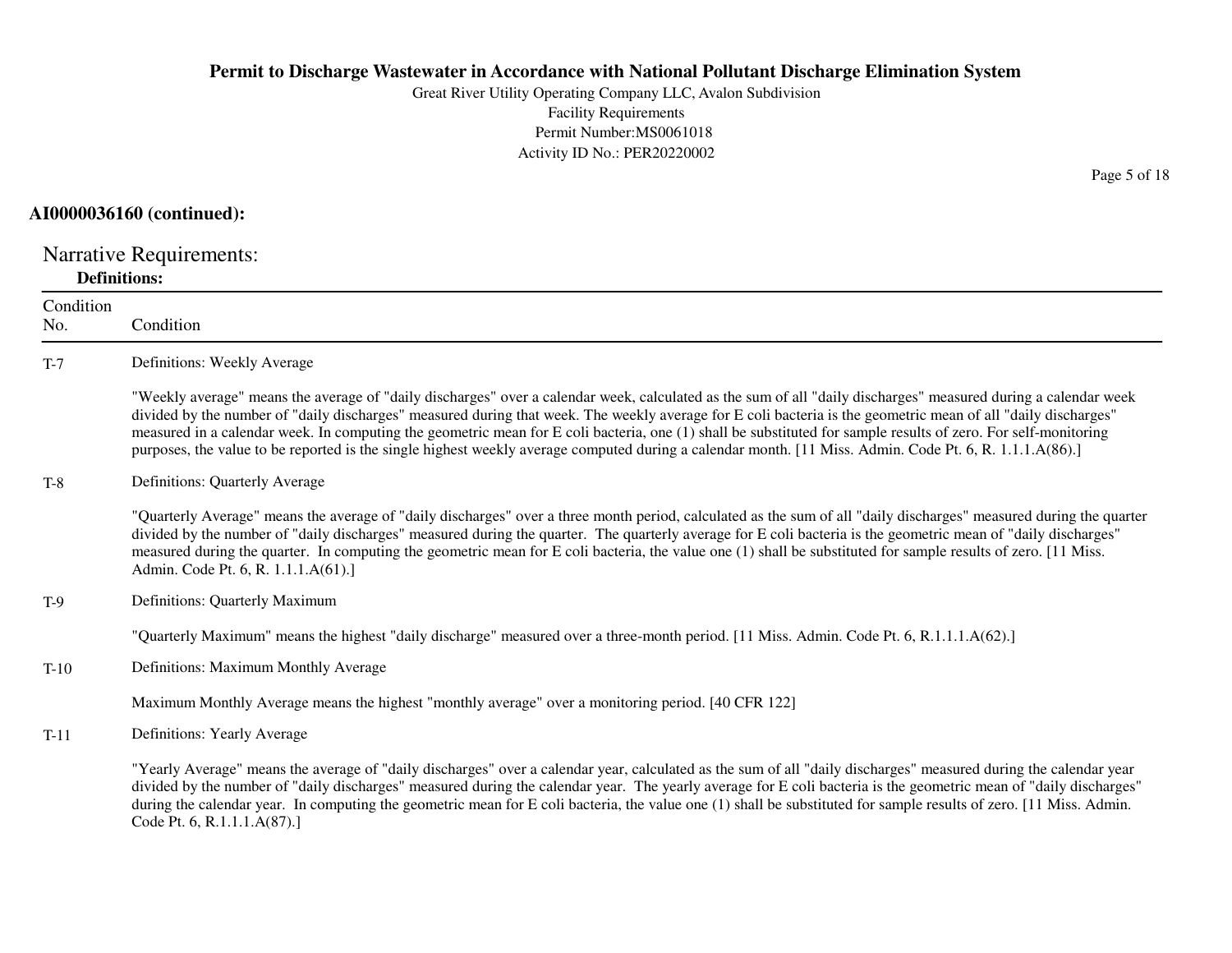**AI0000036160 (continued):**

## Narrative Requirements:

### Definitions:

| Condition No. | Condition |
|---|---|
| T-7 | Definitions: Weekly Average<br><br>"Weekly average" means the average of "daily discharges" over a calendar week, calculated as the sum of all "daily discharges" measured during a calendar week divided by the number of "daily discharges" measured during that week. The weekly average for E coli bacteria is the geometric mean of all "daily discharges" measured in a calendar week. In computing the geometric mean for E coli bacteria, one (1) shall be substituted for sample results of zero. For self-monitoring purposes, the value to be reported is the single highest weekly average computed during a calendar month. [11 Miss. Admin. Code Pt. 6, R. 1.1.1.A(86).] |
| T-8 | Definitions: Quarterly Average<br><br>"Quarterly Average" means the average of "daily discharges" over a three month period, calculated as the sum of all "daily discharges" measured during the quarter divided by the number of "daily discharges" measured during the quarter. The quarterly average for E coli bacteria is the geometric mean of "daily discharges" measured during the quarter. In computing the geometric mean for E coli bacteria, the value one (1) shall be substituted for sample results of zero. [11 Miss. Admin. Code Pt. 6, R. 1.1.1.A(61).] |
| T-9 | Definitions: Quarterly Maximum<br><br>"Quarterly Maximum" means the highest "daily discharge" measured over a three-month period. [11 Miss. Admin. Code Pt. 6, R.1.1.1.A(62).] |
| T-10 | Definitions: Maximum Monthly Average<br><br>Maximum Monthly Average means the highest "monthly average" over a monitoring period. [40 CFR 122] |
| T-11 | Definitions: Yearly Average<br><br>"Yearly Average" means the average of "daily discharges" over a calendar year, calculated as the sum of all "daily discharges" measured during the calendar year divided by the number of "daily discharges" measured during the calendar year. The yearly average for E coli bacteria is the geometric mean of "daily discharges" during the calendar year. In computing the geometric mean for E coli bacteria, the value one (1) shall be substituted for sample results of zero. [11 Miss. Admin. Code Pt. 6, R.1.1.1.A(87).] |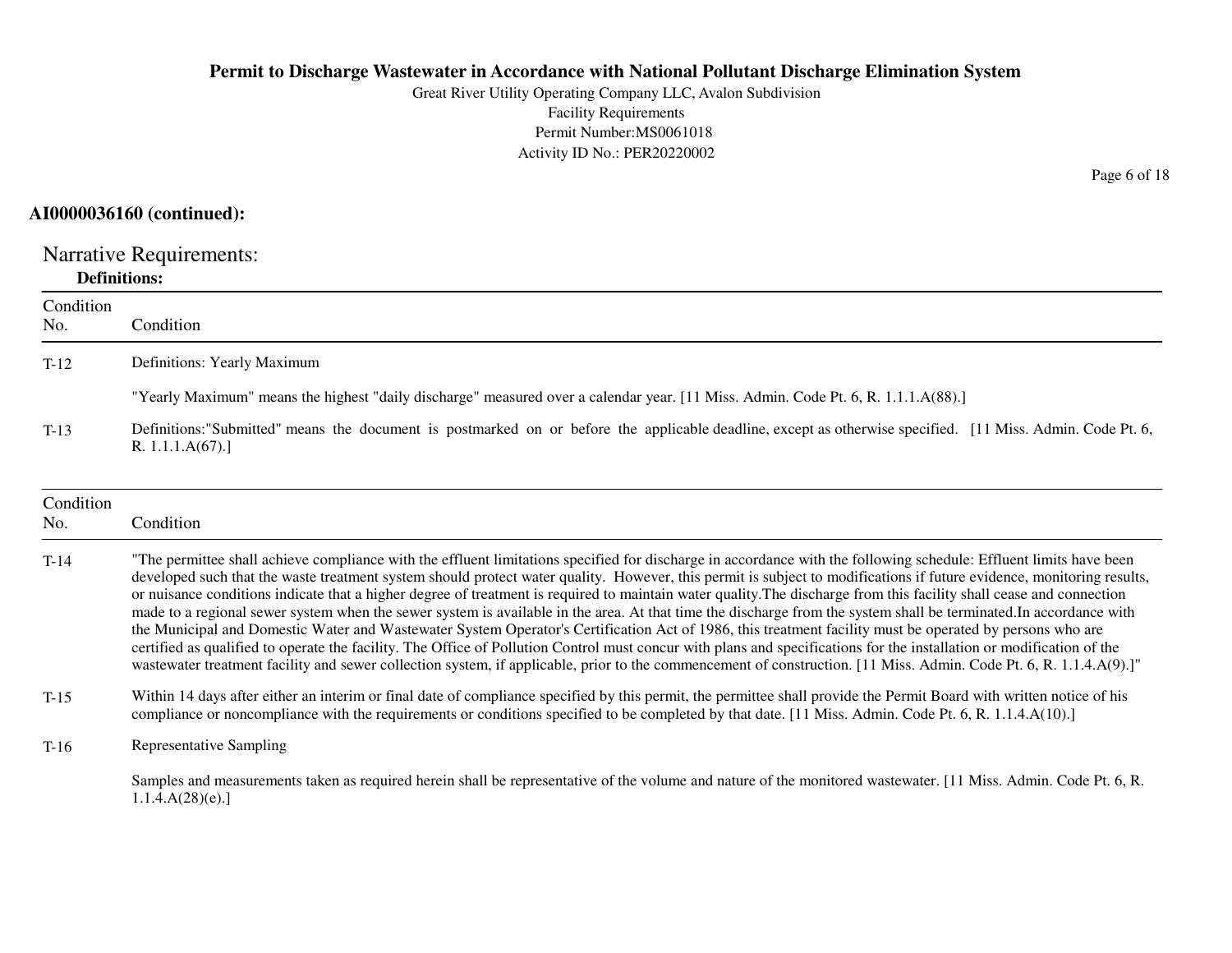**AI0000036160 (continued):**

Narrative Requirements:

**Definitions:**

| Condition No. | Condition |
|---|---|
| T-12 | Definitions: Yearly Maximum<br><br>"Yearly Maximum" means the highest "daily discharge" measured over a calendar year. [11 Miss. Admin. Code Pt. 6, R. 1.1.1.A(88).] |
| T-13 | Definitions:"Submitted" means the document is postmarked on or before the applicable deadline, except as otherwise specified. [11 Miss. Admin. Code Pt. 6, R. 1.1.1.A(67).] |

| Condition No. | Condition |
|---|---|
| T-14 | "The permittee shall achieve compliance with the effluent limitations specified for discharge in accordance with the following schedule: Effluent limits have been developed such that the waste treatment system should protect water quality. However, this permit is subject to modifications if future evidence, monitoring results, or nuisance conditions indicate that a higher degree of treatment is required to maintain water quality.The discharge from this facility shall cease and connection made to a regional sewer system when the sewer system is available in the area. At that time the discharge from the system shall be terminated.In accordance with the Municipal and Domestic Water and Wastewater System Operator's Certification Act of 1986, this treatment facility must be operated by persons who are certified as qualified to operate the facility. The Office of Pollution Control must concur with plans and specifications for the installation or modification of the wastewater treatment facility and sewer collection system, if applicable, prior to the commencement of construction. [11 Miss. Admin. Code Pt. 6, R. 1.1.4.A(9).]" |
| T-15 | Within 14 days after either an interim or final date of compliance specified by this permit, the permittee shall provide the Permit Board with written notice of his compliance or noncompliance with the requirements or conditions specified to be completed by that date. [11 Miss. Admin. Code Pt. 6, R. 1.1.4.A(10).] |
| T-16 | Representative Sampling<br><br>Samples and measurements taken as required herein shall be representative of the volume and nature of the monitored wastewater. [11 Miss. Admin. Code Pt. 6, R. 1.1.4.A(28)(e).] |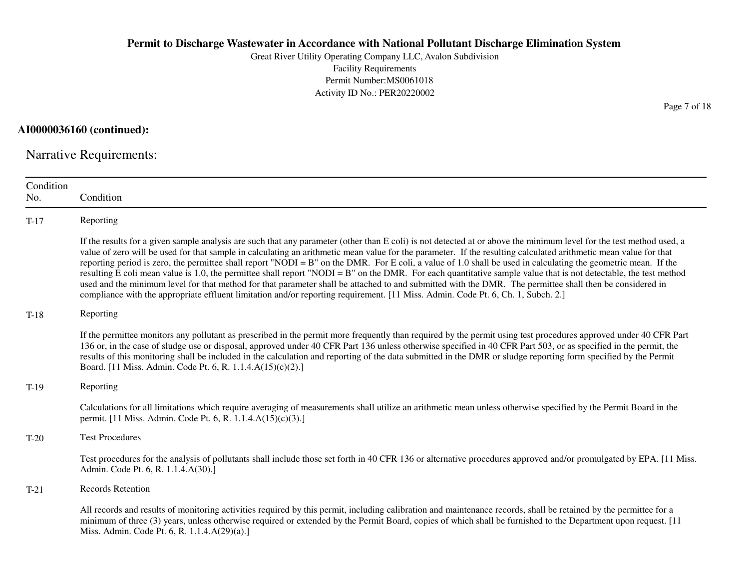**AI0000036160 (continued):**

## Narrative Requirements:

| Condition No. | Condition |
|---|---|
| T-17 | Reporting<br><br>If the results for a given sample analysis are such that any parameter (other than E coli) is not detected at or above the minimum level for the test method used, a value of zero will be used for that sample in calculating an arithmetic mean value for the parameter. If the resulting calculated arithmetic mean value for that reporting period is zero, the permittee shall report "NODI = B" on the DMR. For E coli, a value of 1.0 shall be used in calculating the geometric mean. If the resulting E coli mean value is 1.0, the permittee shall report "NODI = B" on the DMR. For each quantitative sample value that is not detectable, the test method used and the minimum level for that method for that parameter shall be attached to and submitted with the DMR. The permittee shall then be considered in compliance with the appropriate effluent limitation and/or reporting requirement. [11 Miss. Admin. Code Pt. 6, Ch. 1, Subch. 2.] |
| T-18 | Reporting<br><br>If the permittee monitors any pollutant as prescribed in the permit more frequently than required by the permit using test procedures approved under 40 CFR Part 136 or, in the case of sludge use or disposal, approved under 40 CFR Part 136 unless otherwise specified in 40 CFR Part 503, or as specified in the permit, the results of this monitoring shall be included in the calculation and reporting of the data submitted in the DMR or sludge reporting form specified by the Permit Board. [11 Miss. Admin. Code Pt. 6, R. 1.1.4.A(15)(c)(2).] |
| T-19 | Reporting<br><br>Calculations for all limitations which require averaging of measurements shall utilize an arithmetic mean unless otherwise specified by the Permit Board in the permit. [11 Miss. Admin. Code Pt. 6, R. 1.1.4.A(15)(c)(3).] |
| T-20 | Test Procedures<br><br>Test procedures for the analysis of pollutants shall include those set forth in 40 CFR 136 or alternative procedures approved and/or promulgated by EPA. [11 Miss. Admin. Code Pt. 6, R. 1.1.4.A(30).] |
| T-21 | Records Retention<br><br>All records and results of monitoring activities required by this permit, including calibration and maintenance records, shall be retained by the permittee for a minimum of three (3) years, unless otherwise required or extended by the Permit Board, copies of which shall be furnished to the Department upon request. [11 Miss. Admin. Code Pt. 6, R. 1.1.4.A(29)(a).] |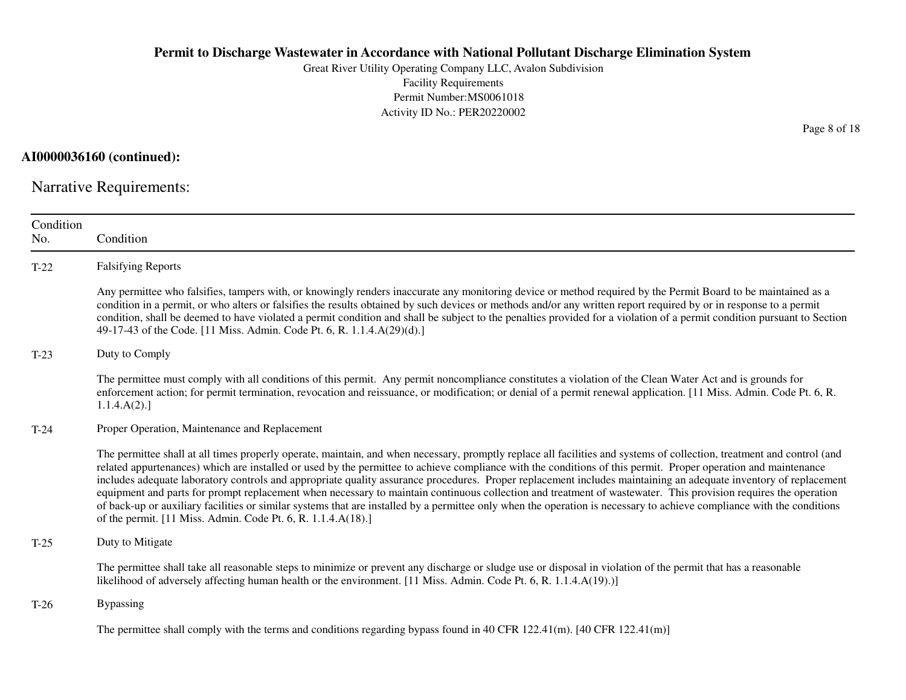**AI0000036160 (continued):**

## Narrative Requirements:

| Condition No. | Condition |
|---|---|
| T-22 | Falsifying Reports<br><br>Any permittee who falsifies, tampers with, or knowingly renders inaccurate any monitoring device or method required by the Permit Board to be maintained as a condition in a permit, or who alters or falsifies the results obtained by such devices or methods and/or any written report required by or in response to a permit condition, shall be deemed to have violated a permit condition and shall be subject to the penalties provided for a violation of a permit condition pursuant to Section 49-17-43 of the Code. [11 Miss. Admin. Code Pt. 6, R. 1.1.4.A(29)(d).] |
| T-23 | Duty to Comply<br><br>The permittee must comply with all conditions of this permit. Any permit noncompliance constitutes a violation of the Clean Water Act and is grounds for enforcement action; for permit termination, revocation and reissuance, or modification; or denial of a permit renewal application. [11 Miss. Admin. Code Pt. 6, R. 1.1.4.A(2).] |
| T-24 | Proper Operation, Maintenance and Replacement<br><br>The permittee shall at all times properly operate, maintain, and when necessary, promptly replace all facilities and systems of collection, treatment and control (and related appurtenances) which are installed or used by the permittee to achieve compliance with the conditions of this permit. Proper operation and maintenance includes adequate laboratory controls and appropriate quality assurance procedures. Proper replacement includes maintaining an adequate inventory of replacement equipment and parts for prompt replacement when necessary to maintain continuous collection and treatment of wastewater. This provision requires the operation of back-up or auxiliary facilities or similar systems that are installed by a permittee only when the operation is necessary to achieve compliance with the conditions of the permit. [11 Miss. Admin. Code Pt. 6, R. 1.1.4.A(18).] |
| T-25 | Duty to Mitigate<br><br>The permittee shall take all reasonable steps to minimize or prevent any discharge or sludge use or disposal in violation of the permit that has a reasonable likelihood of adversely affecting human health or the environment. [11 Miss. Admin. Code Pt. 6, R. 1.1.4.A(19).)] |
| T-26 | Bypassing<br><br>The permittee shall comply with the terms and conditions regarding bypass found in 40 CFR 122.41(m). [40 CFR 122.41(m)] |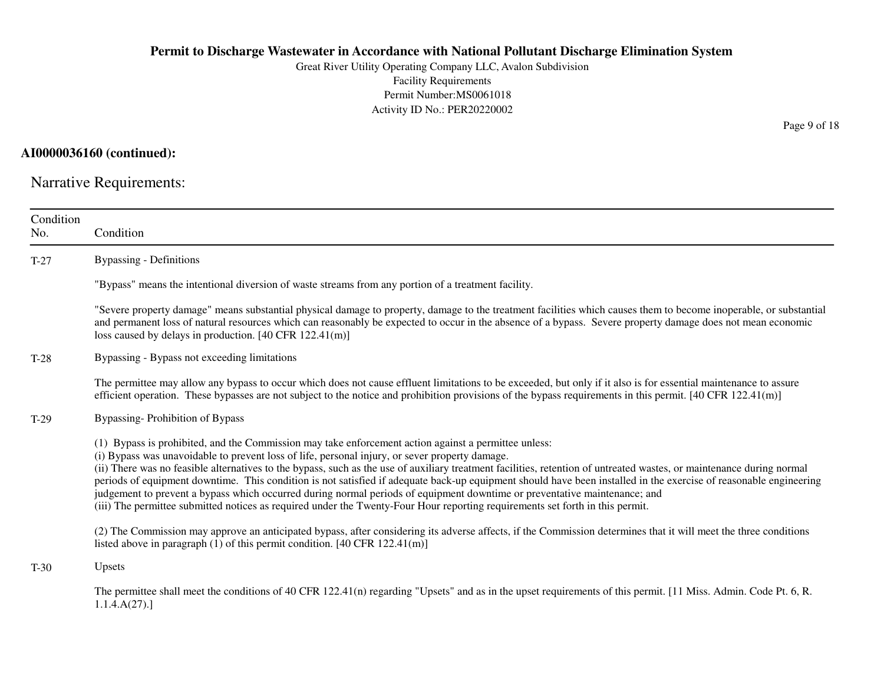**AI0000036160 (continued):**

## Narrative Requirements:

| Condition No. | Condition |
|---|---|
| T-27 | Bypassing - Definitions<br><br>"Bypass" means the intentional diversion of waste streams from any portion of a treatment facility.<br><br>"Severe property damage" means substantial physical damage to property, damage to the treatment facilities which causes them to become inoperable, or substantial and permanent loss of natural resources which can reasonably be expected to occur in the absence of a bypass. Severe property damage does not mean economic loss caused by delays in production. [40 CFR 122.41(m)] |
| T-28 | Bypassing - Bypass not exceeding limitations<br><br>The permittee may allow any bypass to occur which does not cause effluent limitations to be exceeded, but only if it also is for essential maintenance to assure efficient operation. These bypasses are not subject to the notice and prohibition provisions of the bypass requirements in this permit. [40 CFR 122.41(m)] |
| T-29 | Bypassing- Prohibition of Bypass<br><br>(1) Bypass is prohibited, and the Commission may take enforcement action against a permittee unless:<br>(i) Bypass was unavoidable to prevent loss of life, personal injury, or sever property damage.<br>(ii) There was no feasible alternatives to the bypass, such as the use of auxiliary treatment facilities, retention of untreated wastes, or maintenance during normal periods of equipment downtime. This condition is not satisfied if adequate back-up equipment should have been installed in the exercise of reasonable engineering judgement to prevent a bypass which occurred during normal periods of equipment downtime or preventative maintenance; and<br>(iii) The permittee submitted notices as required under the Twenty-Four Hour reporting requirements set forth in this permit.<br><br>(2) The Commission may approve an anticipated bypass, after considering its adverse affects, if the Commission determines that it will meet the three conditions listed above in paragraph (1) of this permit condition. [40 CFR 122.41(m)] |
| T-30 | Upsets<br><br>The permittee shall meet the conditions of 40 CFR 122.41(n) regarding "Upsets" and as in the upset requirements of this permit. [11 Miss. Admin. Code Pt. 6, R. 1.1.4.A(27).] |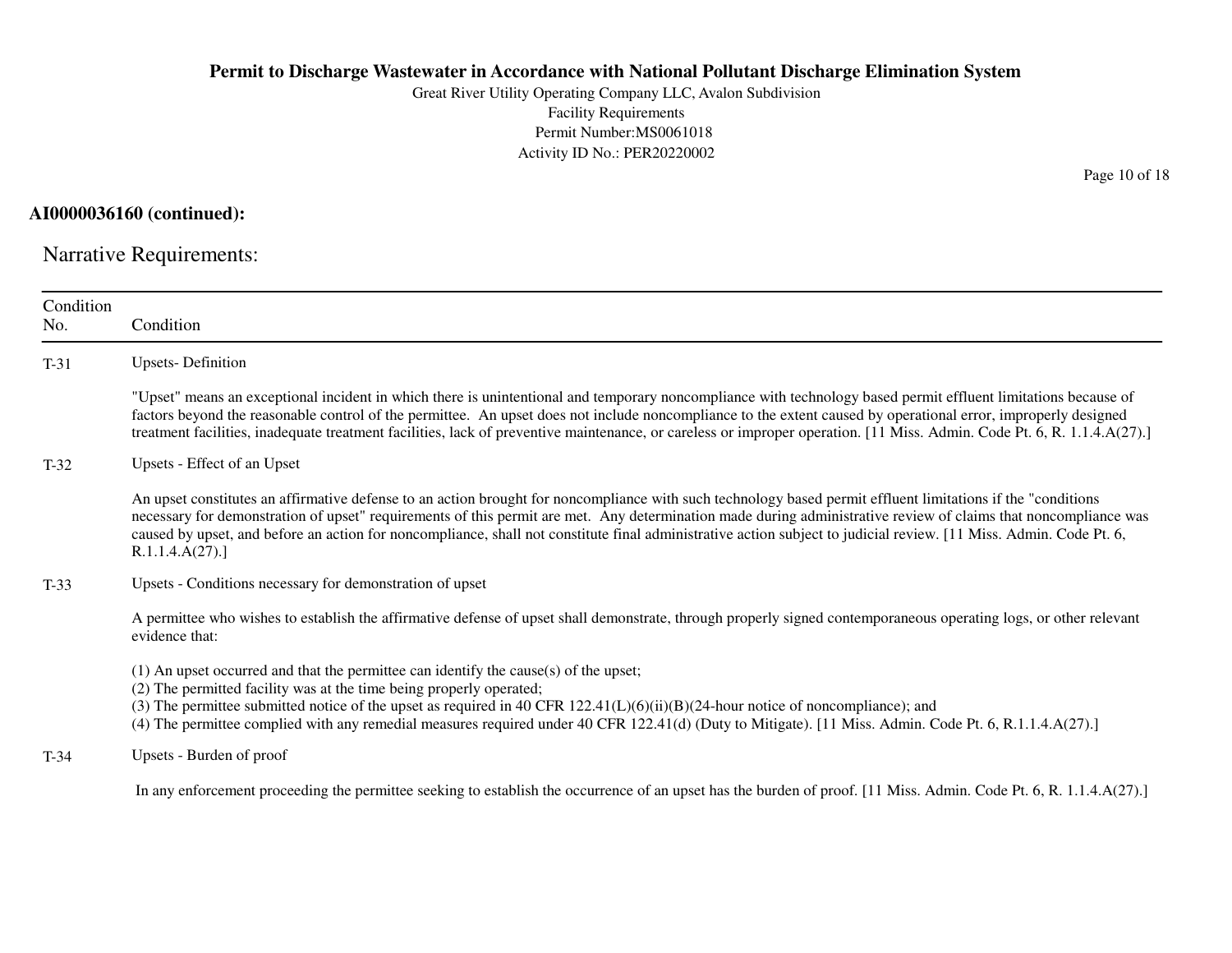**AI0000036160 (continued):**

## Narrative Requirements:

| Condition No. | Condition |
|---|---|
| T-31 | Upsets- Definition<br><br>"Upset" means an exceptional incident in which there is unintentional and temporary noncompliance with technology based permit effluent limitations because of factors beyond the reasonable control of the permittee. An upset does not include noncompliance to the extent caused by operational error, improperly designed treatment facilities, inadequate treatment facilities, lack of preventive maintenance, or careless or improper operation. [11 Miss. Admin. Code Pt. 6, R. 1.1.4.A(27).] |
| T-32 | Upsets - Effect of an Upset<br><br>An upset constitutes an affirmative defense to an action brought for noncompliance with such technology based permit effluent limitations if the "conditions necessary for demonstration of upset" requirements of this permit are met. Any determination made during administrative review of claims that noncompliance was caused by upset, and before an action for noncompliance, shall not constitute final administrative action subject to judicial review. [11 Miss. Admin. Code Pt. 6, R.1.1.4.A(27).] |
| T-33 | Upsets - Conditions necessary for demonstration of upset<br><br>A permittee who wishes to establish the affirmative defense of upset shall demonstrate, through properly signed contemporaneous operating logs, or other relevant evidence that:<br><br>(1) An upset occurred and that the permittee can identify the cause(s) of the upset;<br>(2) The permitted facility was at the time being properly operated;<br>(3) The permittee submitted notice of the upset as required in 40 CFR 122.41(L)(6)(ii)(B)(24-hour notice of noncompliance); and<br>(4) The permittee complied with any remedial measures required under 40 CFR 122.41(d) (Duty to Mitigate). [11 Miss. Admin. Code Pt. 6, R.1.1.4.A(27).] |
| T-34 | Upsets - Burden of proof<br><br>In any enforcement proceeding the permittee seeking to establish the occurrence of an upset has the burden of proof. [11 Miss. Admin. Code Pt. 6, R. 1.1.4.A(27).] |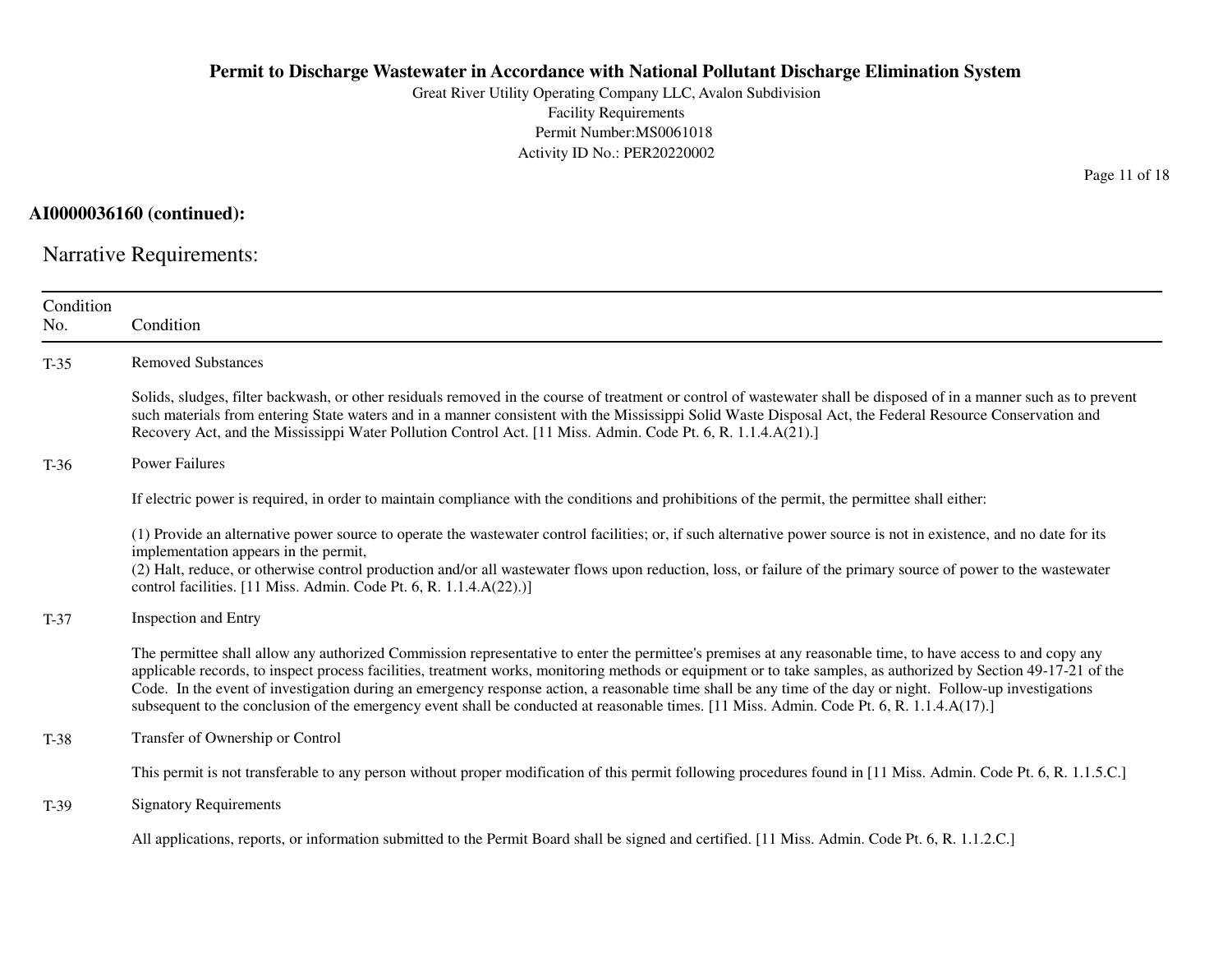**AI0000036160 (continued):**

## Narrative Requirements:

| Condition No. | Condition |
|---|---|
| T-35 | Removed Substances<br><br>Solids, sludges, filter backwash, or other residuals removed in the course of treatment or control of wastewater shall be disposed of in a manner such as to prevent such materials from entering State waters and in a manner consistent with the Mississippi Solid Waste Disposal Act, the Federal Resource Conservation and Recovery Act, and the Mississippi Water Pollution Control Act. [11 Miss. Admin. Code Pt. 6, R. 1.1.4.A(21).] |
| T-36 | Power Failures<br><br>If electric power is required, in order to maintain compliance with the conditions and prohibitions of the permit, the permittee shall either:<br><br>(1) Provide an alternative power source to operate the wastewater control facilities; or, if such alternative power source is not in existence, and no date for its implementation appears in the permit,<br>(2) Halt, reduce, or otherwise control production and/or all wastewater flows upon reduction, loss, or failure of the primary source of power to the wastewater control facilities. [11 Miss. Admin. Code Pt. 6, R. 1.1.4.A(22).)] |
| T-37 | Inspection and Entry<br><br>The permittee shall allow any authorized Commission representative to enter the permittee's premises at any reasonable time, to have access to and copy any applicable records, to inspect process facilities, treatment works, monitoring methods or equipment or to take samples, as authorized by Section 49-17-21 of the Code. In the event of investigation during an emergency response action, a reasonable time shall be any time of the day or night. Follow-up investigations subsequent to the conclusion of the emergency event shall be conducted at reasonable times. [11 Miss. Admin. Code Pt. 6, R. 1.1.4.A(17).] |
| T-38 | Transfer of Ownership or Control<br><br>This permit is not transferable to any person without proper modification of this permit following procedures found in [11 Miss. Admin. Code Pt. 6, R. 1.1.5.C.] |
| T-39 | Signatory Requirements<br><br>All applications, reports, or information submitted to the Permit Board shall be signed and certified. [11 Miss. Admin. Code Pt. 6, R. 1.1.2.C.] |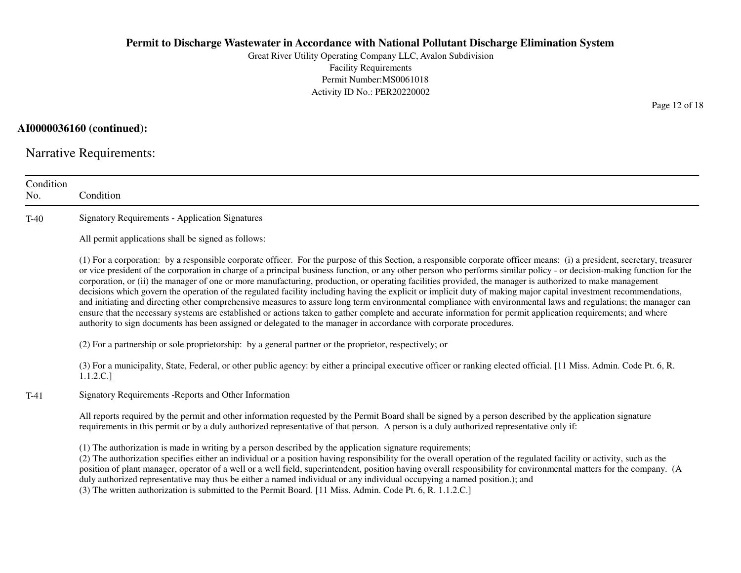**AI0000036160 (continued):**

## Narrative Requirements:

| Condition No. | Condition |
|---|---|
| T-40 | Signatory Requirements - Application Signatures<br><br>All permit applications shall be signed as follows:<br><br>(1) For a corporation: by a responsible corporate officer. For the purpose of this Section, a responsible corporate officer means: (i) a president, secretary, treasurer or vice president of the corporation in charge of a principal business function, or any other person who performs similar policy - or decision-making function for the corporation, or (ii) the manager of one or more manufacturing, production, or operating facilities provided, the manager is authorized to make management decisions which govern the operation of the regulated facility including having the explicit or implicit duty of making major capital investment recommendations, and initiating and directing other comprehensive measures to assure long term environmental compliance with environmental laws and regulations; the manager can ensure that the necessary systems are established or actions taken to gather complete and accurate information for permit application requirements; and where authority to sign documents has been assigned or delegated to the manager in accordance with corporate procedures.<br><br>(2) For a partnership or sole proprietorship: by a general partner or the proprietor, respectively; or<br><br>(3) For a municipality, State, Federal, or other public agency: by either a principal executive officer or ranking elected official. [11 Miss. Admin. Code Pt. 6, R. 1.1.2.C.] |
| T-41 | Signatory Requirements -Reports and Other Information<br><br>All reports required by the permit and other information requested by the Permit Board shall be signed by a person described by the application signature requirements in this permit or by a duly authorized representative of that person. A person is a duly authorized representative only if:<br><br>(1) The authorization is made in writing by a person described by the application signature requirements;<br>(2) The authorization specifies either an individual or a position having responsibility for the overall operation of the regulated facility or activity, such as the position of plant manager, operator of a well or a well field, superintendent, position having overall responsibility for environmental matters for the company. (A duly authorized representative may thus be either a named individual or any individual occupying a named position.); and<br>(3) The written authorization is submitted to the Permit Board. [11 Miss. Admin. Code Pt. 6, R. 1.1.2.C.] |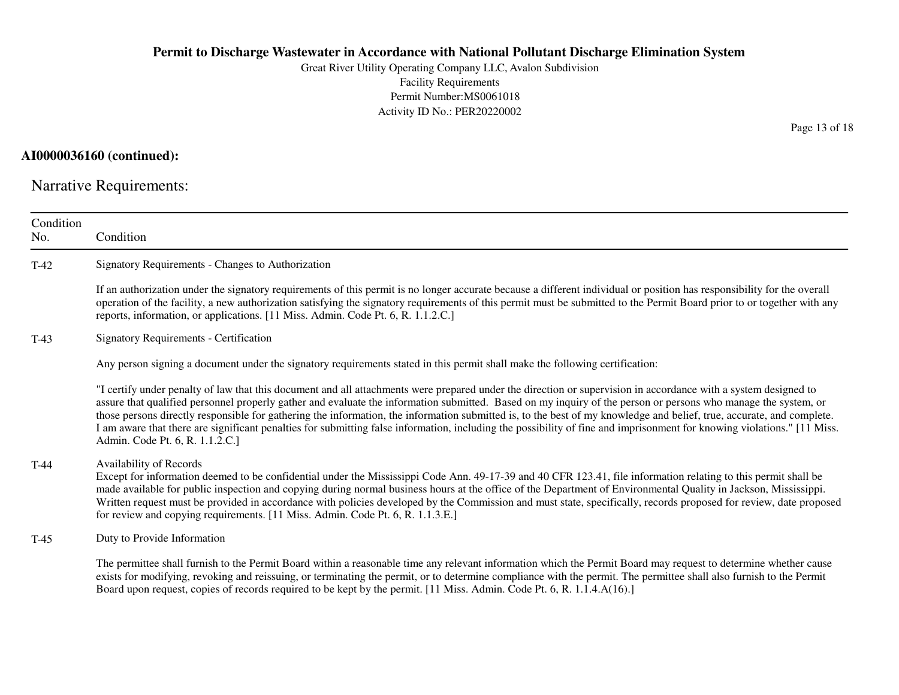**AI0000036160 (continued):**

## Narrative Requirements:

| Condition No. | Condition |
|---|---|
| T-42 | Signatory Requirements - Changes to Authorization<br><br>If an authorization under the signatory requirements of this permit is no longer accurate because a different individual or position has responsibility for the overall operation of the facility, a new authorization satisfying the signatory requirements of this permit must be submitted to the Permit Board prior to or together with any reports, information, or applications. [11 Miss. Admin. Code Pt. 6, R. 1.1.2.C.] |
| T-43 | Signatory Requirements - Certification<br><br>Any person signing a document under the signatory requirements stated in this permit shall make the following certification:<br><br>"I certify under penalty of law that this document and all attachments were prepared under the direction or supervision in accordance with a system designed to assure that qualified personnel properly gather and evaluate the information submitted. Based on my inquiry of the person or persons who manage the system, or those persons directly responsible for gathering the information, the information submitted is, to the best of my knowledge and belief, true, accurate, and complete. I am aware that there are significant penalties for submitting false information, including the possibility of fine and imprisonment for knowing violations." [11 Miss. Admin. Code Pt. 6, R. 1.1.2.C.] |
| T-44 | Availability of Records<br>Except for information deemed to be confidential under the Mississippi Code Ann. 49-17-39 and 40 CFR 123.41, file information relating to this permit shall be made available for public inspection and copying during normal business hours at the office of the Department of Environmental Quality in Jackson, Mississippi. Written request must be provided in accordance with policies developed by the Commission and must state, specifically, records proposed for review, date proposed for review and copying requirements. [11 Miss. Admin. Code Pt. 6, R. 1.1.3.E.] |
| T-45 | Duty to Provide Information<br><br>The permittee shall furnish to the Permit Board within a reasonable time any relevant information which the Permit Board may request to determine whether cause exists for modifying, revoking and reissuing, or terminating the permit, or to determine compliance with the permit. The permittee shall also furnish to the Permit Board upon request, copies of records required to be kept by the permit. [11 Miss. Admin. Code Pt. 6, R. 1.1.4.A(16).] |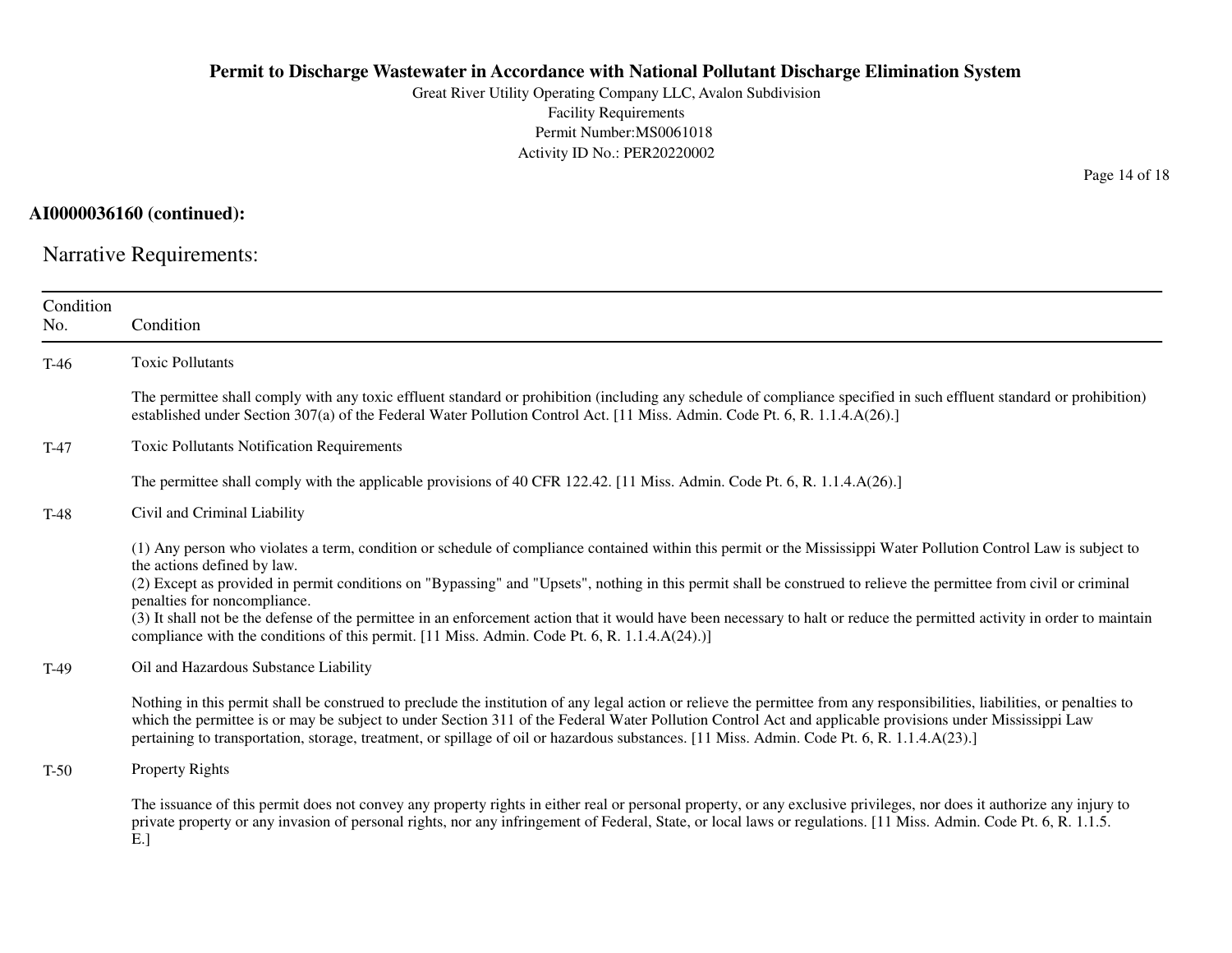**AI0000036160 (continued):**

## Narrative Requirements:

| Condition No. | Condition |
|---|---|
| T-46 | Toxic Pollutants<br><br>The permittee shall comply with any toxic effluent standard or prohibition (including any schedule of compliance specified in such effluent standard or prohibition) established under Section 307(a) of the Federal Water Pollution Control Act. [11 Miss. Admin. Code Pt. 6, R. 1.1.4.A(26).] |
| T-47 | Toxic Pollutants Notification Requirements<br><br>The permittee shall comply with the applicable provisions of 40 CFR 122.42. [11 Miss. Admin. Code Pt. 6, R. 1.1.4.A(26).] |
| T-48 | Civil and Criminal Liability<br><br>(1) Any person who violates a term, condition or schedule of compliance contained within this permit or the Mississippi Water Pollution Control Law is subject to the actions defined by law.<br>(2) Except as provided in permit conditions on "Bypassing" and "Upsets", nothing in this permit shall be construed to relieve the permittee from civil or criminal penalties for noncompliance.<br>(3) It shall not be the defense of the permittee in an enforcement action that it would have been necessary to halt or reduce the permitted activity in order to maintain compliance with the conditions of this permit. [11 Miss. Admin. Code Pt. 6, R. 1.1.4.A(24).)] |
| T-49 | Oil and Hazardous Substance Liability<br><br>Nothing in this permit shall be construed to preclude the institution of any legal action or relieve the permittee from any responsibilities, liabilities, or penalties to which the permittee is or may be subject to under Section 311 of the Federal Water Pollution Control Act and applicable provisions under Mississippi Law pertaining to transportation, storage, treatment, or spillage of oil or hazardous substances. [11 Miss. Admin. Code Pt. 6, R. 1.1.4.A(23).] |
| T-50 | Property Rights<br><br>The issuance of this permit does not convey any property rights in either real or personal property, or any exclusive privileges, nor does it authorize any injury to private property or any invasion of personal rights, nor any infringement of Federal, State, or local laws or regulations. [11 Miss. Admin. Code Pt. 6, R. 1.1.5. E.] |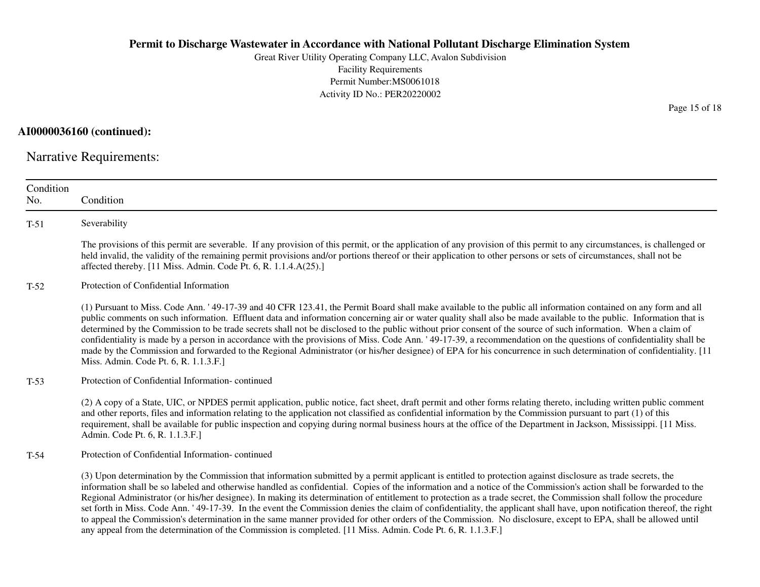**AI0000036160 (continued):**

## Narrative Requirements:

| Condition No. | Condition |
|---|---|
| T-51 | Severability<br><br>The provisions of this permit are severable. If any provision of this permit, or the application of any provision of this permit to any circumstances, is challenged or held invalid, the validity of the remaining permit provisions and/or portions thereof or their application to other persons or sets of circumstances, shall not be affected thereby. [11 Miss. Admin. Code Pt. 6, R. 1.1.4.A(25).] |
| T-52 | Protection of Confidential Information<br><br>(1) Pursuant to Miss. Code Ann. ' 49-17-39 and 40 CFR 123.41, the Permit Board shall make available to the public all information contained on any form and all public comments on such information. Effluent data and information concerning air or water quality shall also be made available to the public. Information that is determined by the Commission to be trade secrets shall not be disclosed to the public without prior consent of the source of such information. When a claim of confidentiality is made by a person in accordance with the provisions of Miss. Code Ann. ' 49-17-39, a recommendation on the questions of confidentiality shall be made by the Commission and forwarded to the Regional Administrator (or his/her designee) of EPA for his concurrence in such determination of confidentiality. [11 Miss. Admin. Code Pt. 6, R. 1.1.3.F.] |
| T-53 | Protection of Confidential Information- continued<br><br>(2) A copy of a State, UIC, or NPDES permit application, public notice, fact sheet, draft permit and other forms relating thereto, including written public comment and other reports, files and information relating to the application not classified as confidential information by the Commission pursuant to part (1) of this requirement, shall be available for public inspection and copying during normal business hours at the office of the Department in Jackson, Mississippi. [11 Miss. Admin. Code Pt. 6, R. 1.1.3.F.] |
| T-54 | Protection of Confidential Information- continued<br><br>(3) Upon determination by the Commission that information submitted by a permit applicant is entitled to protection against disclosure as trade secrets, the information shall be so labeled and otherwise handled as confidential. Copies of the information and a notice of the Commission's action shall be forwarded to the Regional Administrator (or his/her designee). In making its determination of entitlement to protection as a trade secret, the Commission shall follow the procedure set forth in Miss. Code Ann. ' 49-17-39. In the event the Commission denies the claim of confidentiality, the applicant shall have, upon notification thereof, the right to appeal the Commission's determination in the same manner provided for other orders of the Commission. No disclosure, except to EPA, shall be allowed until any appeal from the determination of the Commission is completed. [11 Miss. Admin. Code Pt. 6, R. 1.1.3.F.] |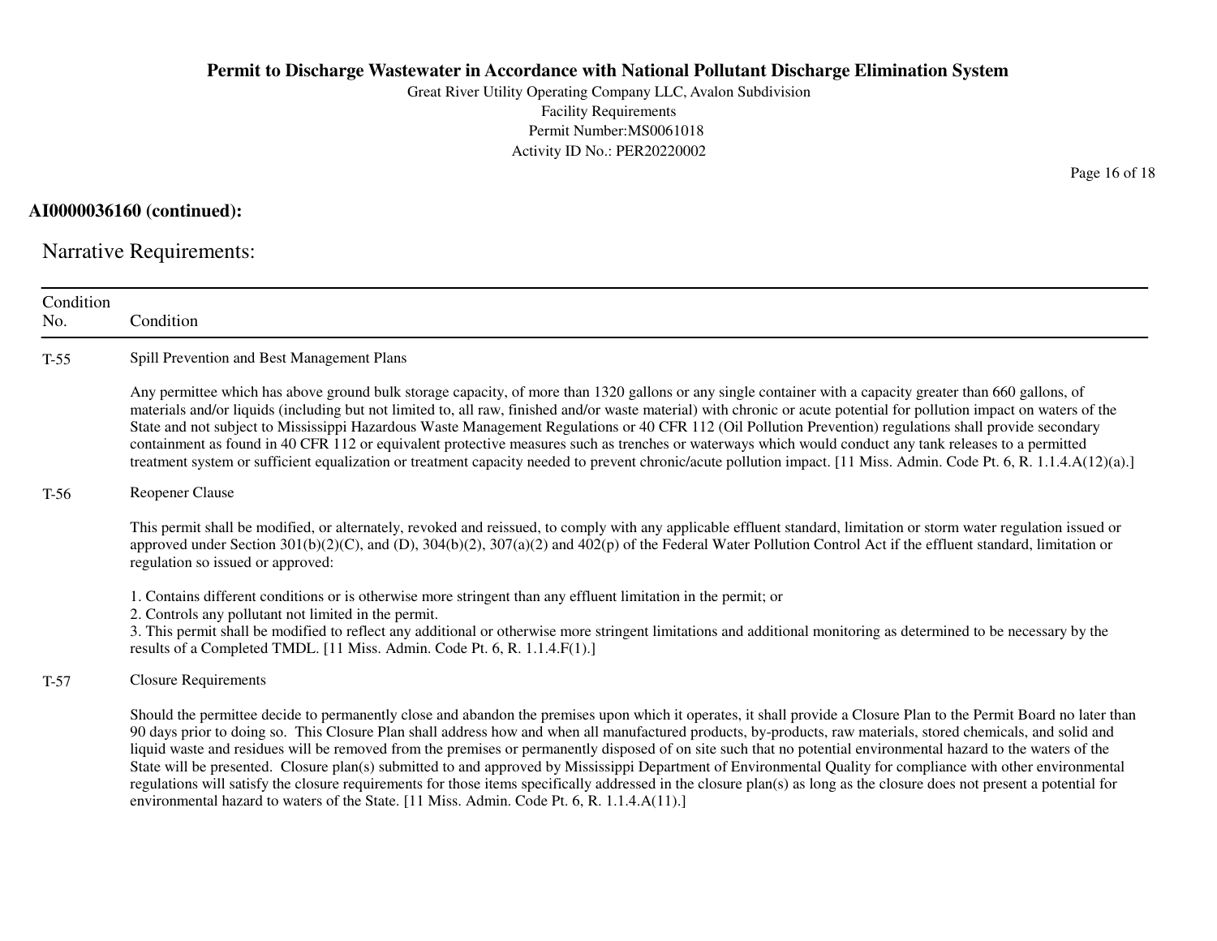**AI0000036160 (continued):**

## Narrative Requirements:

| Condition No. | Condition |
|---|---|
| T-55 | Spill Prevention and Best Management Plans<br><br>Any permittee which has above ground bulk storage capacity, of more than 1320 gallons or any single container with a capacity greater than 660 gallons, of materials and/or liquids (including but not limited to, all raw, finished and/or waste material) with chronic or acute potential for pollution impact on waters of the State and not subject to Mississippi Hazardous Waste Management Regulations or 40 CFR 112 (Oil Pollution Prevention) regulations shall provide secondary containment as found in 40 CFR 112 or equivalent protective measures such as trenches or waterways which would conduct any tank releases to a permitted treatment system or sufficient equalization or treatment capacity needed to prevent chronic/acute pollution impact. [11 Miss. Admin. Code Pt. 6, R. 1.1.4.A(12)(a).] |
| T-56 | Reopener Clause<br><br>This permit shall be modified, or alternately, revoked and reissued, to comply with any applicable effluent standard, limitation or storm water regulation issued or approved under Section 301(b)(2)(C), and (D), 304(b)(2), 307(a)(2) and 402(p) of the Federal Water Pollution Control Act if the effluent standard, limitation or regulation so issued or approved:<br><br>1. Contains different conditions or is otherwise more stringent than any effluent limitation in the permit; or<br>2. Controls any pollutant not limited in the permit.<br>3. This permit shall be modified to reflect any additional or otherwise more stringent limitations and additional monitoring as determined to be necessary by the results of a Completed TMDL. [11 Miss. Admin. Code Pt. 6, R. 1.1.4.F(1).] |
| T-57 | Closure Requirements<br><br>Should the permittee decide to permanently close and abandon the premises upon which it operates, it shall provide a Closure Plan to the Permit Board no later than 90 days prior to doing so. This Closure Plan shall address how and when all manufactured products, by-products, raw materials, stored chemicals, and solid and liquid waste and residues will be removed from the premises or permanently disposed of on site such that no potential environmental hazard to the waters of the State will be presented. Closure plan(s) submitted to and approved by Mississippi Department of Environmental Quality for compliance with other environmental regulations will satisfy the closure requirements for those items specifically addressed in the closure plan(s) as long as the closure does not present a potential for environmental hazard to waters of the State. [11 Miss. Admin. Code Pt. 6, R. 1.1.4.A(11).] |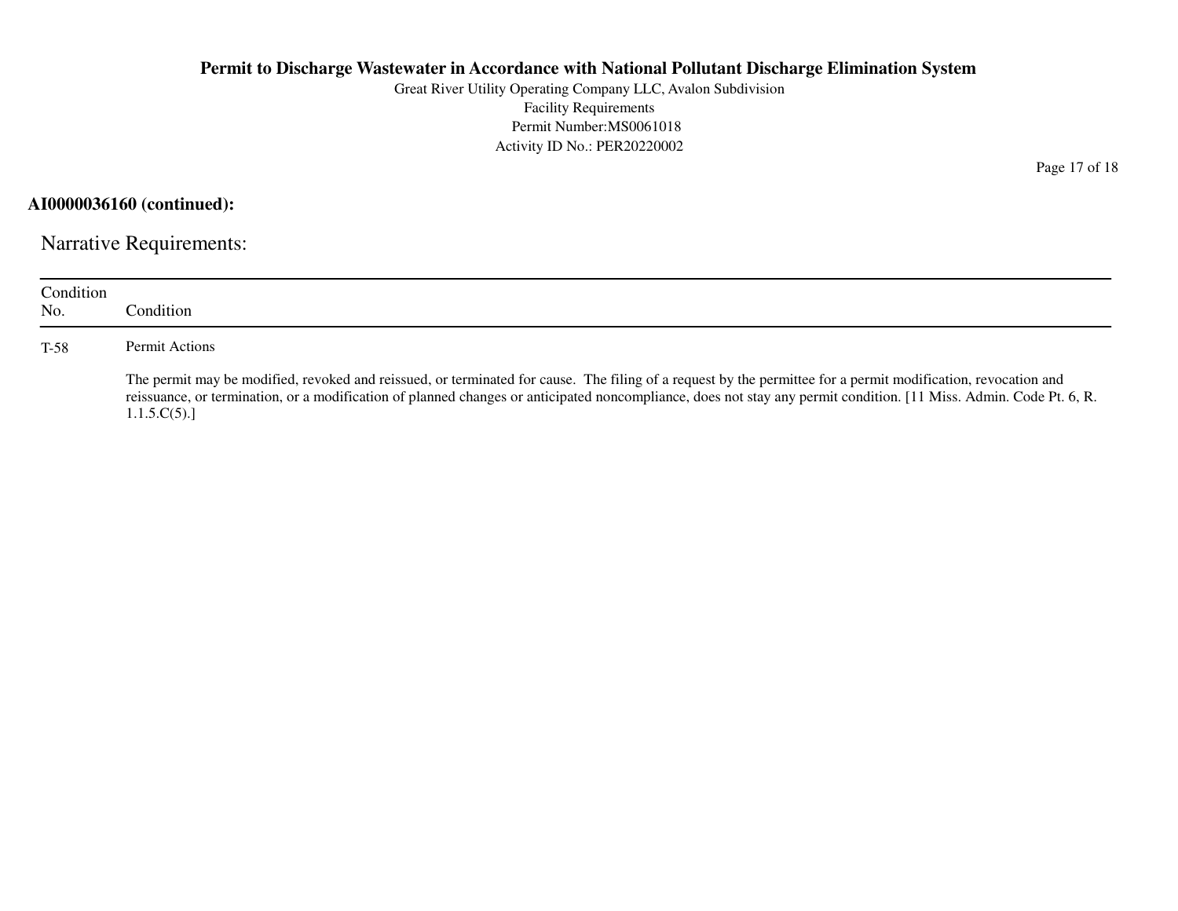**AI0000036160 (continued):**

## Narrative Requirements:

| Condition No. | Condition |
|---|---|
| T-58 | Permit Actions<br><br>The permit may be modified, revoked and reissued, or terminated for cause. The filing of a request by the permittee for a permit modification, revocation and reissuance, or termination, or a modification of planned changes or anticipated noncompliance, does not stay any permit condition. [11 Miss. Admin. Code Pt. 6, R. 1.1.5.C(5).] |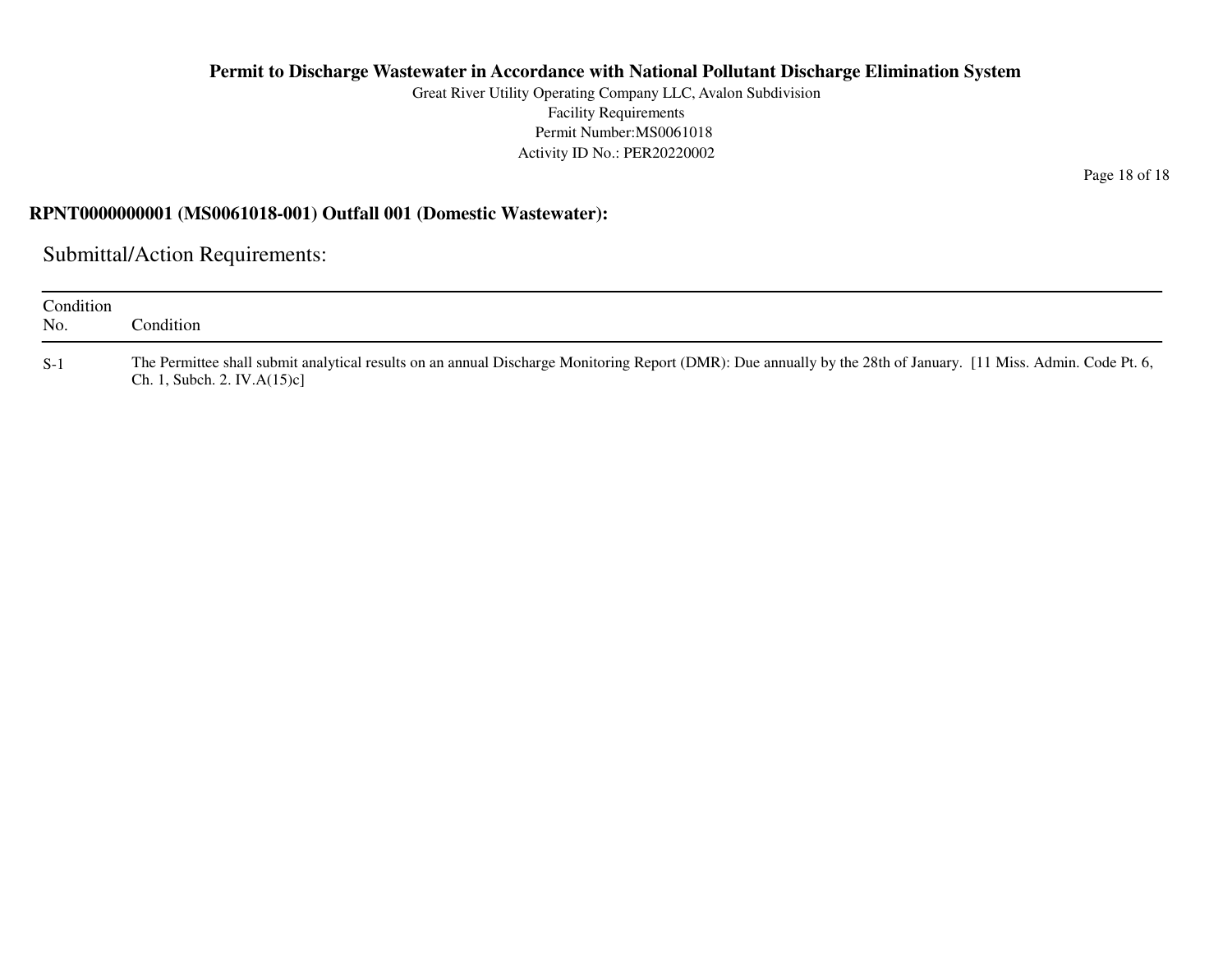**RPNT0000000001 (MS0061018-001) Outfall 001 (Domestic Wastewater):**

## Submittal/Action Requirements:

| Condition No. | Condition |
|---|---|
| S-1 | The Permittee shall submit analytical results on an annual Discharge Monitoring Report (DMR): Due annually by the 28th of January. [11 Miss. Admin. Code Pt. 6, Ch. 1, Subch. 2. IV.A(15)c] |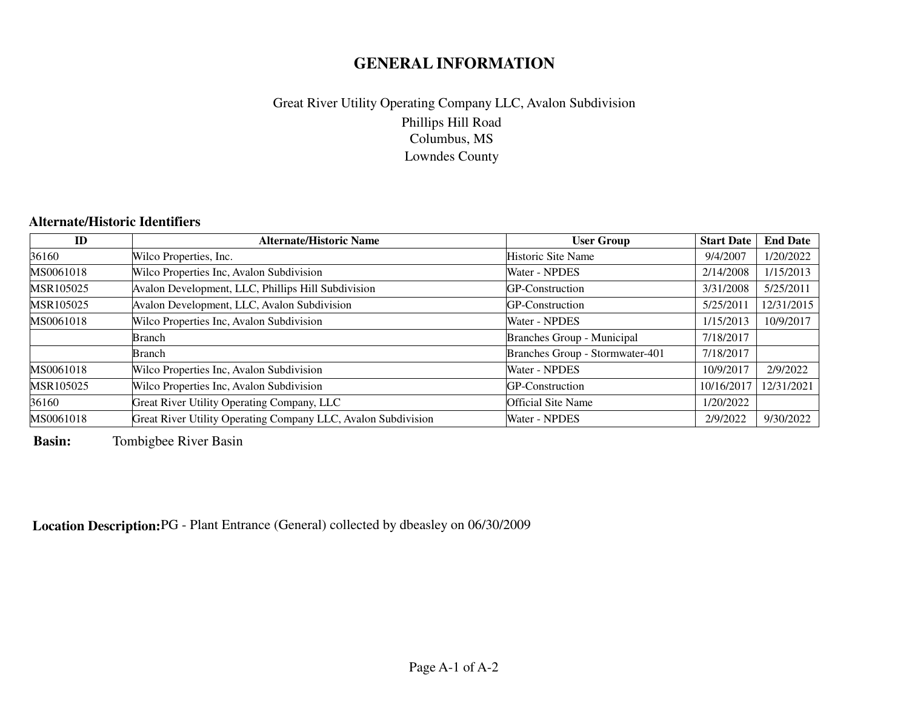# GENERAL INFORMATION

Great River Utility Operating Company LLC, Avalon Subdivision
Phillips Hill Road
Columbus, MS
Lowndes County

**Alternate/Historic Identifiers**

| ID | Alternate/Historic Name | User Group | Start Date | End Date |
|---|---|---|---|---|
| 36160 | Wilco Properties, Inc. | Historic Site Name | 9/4/2007 | 1/20/2022 |
| MS0061018 | Wilco Properties Inc, Avalon Subdivision | Water - NPDES | 2/14/2008 | 1/15/2013 |
| MSR105025 | Avalon Development, LLC, Phillips Hill Subdivision | GP-Construction | 3/31/2008 | 5/25/2011 |
| MSR105025 | Avalon Development, LLC, Avalon Subdivision | GP-Construction | 5/25/2011 | 12/31/2015 |
| MS0061018 | Wilco Properties Inc, Avalon Subdivision | Water - NPDES | 1/15/2013 | 10/9/2017 |
| | Branch | Branches Group - Municipal | 7/18/2017 | |
| | Branch | Branches Group - Stormwater-401 | 7/18/2017 | |
| MS0061018 | Wilco Properties Inc, Avalon Subdivision | Water - NPDES | 10/9/2017 | 2/9/2022 |
| MSR105025 | Wilco Properties Inc, Avalon Subdivision | GP-Construction | 10/16/2017 | 12/31/2021 |
| 36160 | Great River Utility Operating Company, LLC | Official Site Name | 1/20/2022 | |
| MS0061018 | Great River Utility Operating Company LLC, Avalon Subdivision | Water - NPDES | 2/9/2022 | 9/30/2022 |

**Basin:** Tombigbee River Basin

**Location Description:** PG - Plant Entrance (General) collected by dbeasley on 06/30/2009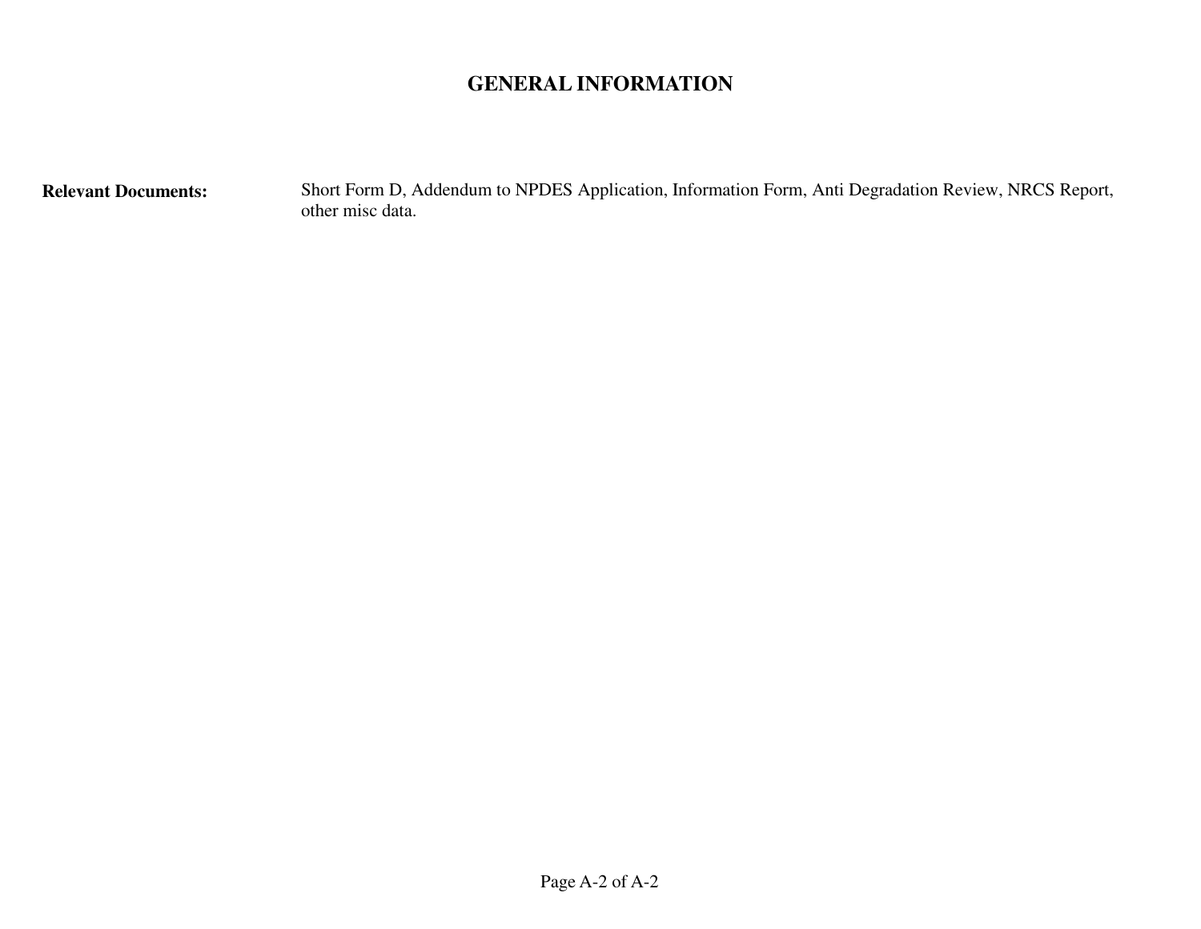# GENERAL INFORMATION

**Relevant Documents:** Short Form D, Addendum to NPDES Application, Information Form, Anti Degradation Review, NRCS Report, other misc data.